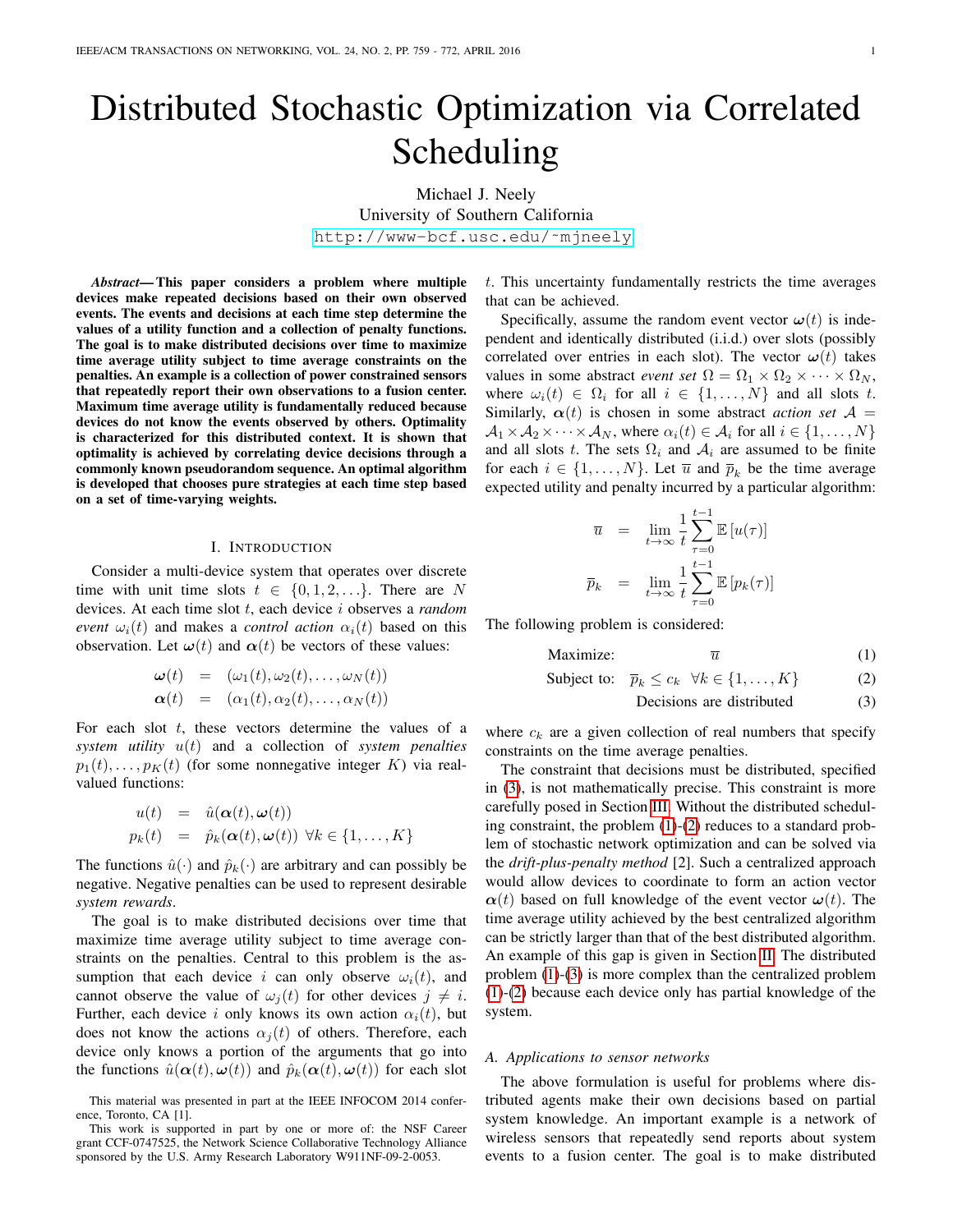# Distributed Stochastic Optimization via Correlated Scheduling

Michael J. Neely
University of Southern California
http://www-bcf.usc.edu/~mjneely

***Abstract*— This paper considers a problem where multiple devices make repeated decisions based on their own observed events. The events and decisions at each time step determine the values of a utility function and a collection of penalty functions. The goal is to make distributed decisions over time to maximize time average utility subject to time average constraints on the penalties. An example is a collection of power constrained sensors that repeatedly report their own observations to a fusion center. Maximum time average utility is fundamentally reduced because devices do not know the events observed by others. Optimality is characterized for this distributed context. It is shown that optimality is achieved by correlating device decisions through a commonly known pseudorandom sequence. An optimal algorithm is developed that chooses pure strategies at each time step based on a set of time-varying weights.**

## I. Introduction

Consider a multi-device system that operates over discrete time with unit time slots $t \in \{0, 1, 2, \ldots\}$. There are $N$ devices. At each time slot $t$, each device $i$ observes a *random event* $\omega_i(t)$ and makes a *control action* $\alpha_i(t)$ based on this observation. Let $\boldsymbol{\omega}(t)$ and $\boldsymbol{\alpha}(t)$ be vectors of these values:

$$
\begin{aligned}
\boldsymbol{\omega}(t) &= (\omega_1(t), \omega_2(t), \ldots, \omega_N(t)) \\
\boldsymbol{\alpha}(t) &= (\alpha_1(t), \alpha_2(t), \ldots, \alpha_N(t))
\end{aligned}
$$

For each slot $t$, these vectors determine the values of a *system utility* $u(t)$ and a collection of *system penalties* $p_1(t), \ldots, p_K(t)$ (for some nonnegative integer $K$) via real-valued functions:

$$
\begin{aligned}
u(t) &= \hat{u}(\boldsymbol{\alpha}(t), \boldsymbol{\omega}(t)) \\
p_k(t) &= \hat{p}_k(\boldsymbol{\alpha}(t), \boldsymbol{\omega}(t)) \ \forall k \in \{1, \ldots, K\}
\end{aligned}
$$

The functions $\hat{u}(\cdot)$ and $\hat{p}_k(\cdot)$ are arbitrary and can possibly be negative. Negative penalties can be used to represent desirable *system rewards*.

The goal is to make distributed decisions over time that maximize time average utility subject to time average constraints on the penalties. Central to this problem is the assumption that each device $i$ can only observe $\omega_i(t)$, and cannot observe the value of $\omega_j(t)$ for other devices $j \neq i$. Further, each device $i$ only knows its own action $\alpha_i(t)$, but does not know the actions $\alpha_j(t)$ of others. Therefore, each device only knows a portion of the arguments that go into the functions $\hat{u}(\boldsymbol{\alpha}(t), \boldsymbol{\omega}(t))$ and $\hat{p}_k(\boldsymbol{\alpha}(t), \boldsymbol{\omega}(t))$ for each slot $t$. This uncertainty fundamentally restricts the time averages that can be achieved.

Specifically, assume the random event vector $\boldsymbol{\omega}(t)$ is independent and identically distributed (i.i.d.) over slots (possibly correlated over entries in each slot). The vector $\boldsymbol{\omega}(t)$ takes values in some abstract *event set* $\Omega = \Omega_1 \times \Omega_2 \times \cdots \times \Omega_N$, where $\omega_i(t) \in \Omega_i$ for all $i \in \{1, \ldots, N\}$ and all slots $t$. Similarly, $\boldsymbol{\alpha}(t)$ is chosen in some abstract *action set* $\mathcal{A} = \mathcal{A}_1 \times \mathcal{A}_2 \times \cdots \times \mathcal{A}_N$, where $\alpha_i(t) \in \mathcal{A}_i$ for all $i \in \{1, \ldots, N\}$ and all slots $t$. The sets $\Omega_i$ and $\mathcal{A}_i$ are assumed to be finite for each $i \in \{1, \ldots, N\}$. Let $\overline{u}$ and $\overline{p}_k$ be the time average expected utility and penalty incurred by a particular algorithm:

$$
\begin{aligned}
\overline{u} &= \lim_{t \to \infty} \frac{1}{t} \sum_{\tau=0}^{t-1} \mathbb{E}\left[u(\tau)\right] \\
\overline{p}_k &= \lim_{t \to \infty} \frac{1}{t} \sum_{\tau=0}^{t-1} \mathbb{E}\left[p_k(\tau)\right]
\end{aligned}
$$

The following problem is considered:

$$
\begin{aligned}
&\text{Maximize:} && \overline{u} && (1) \\
&\text{Subject to:} && \overline{p}_k \leq c_k \ \ \forall k \in \{1, \ldots, K\} && (2) \\
& && \text{Decisions are distributed} && (3)
\end{aligned}
$$

where $c_k$ are a given collection of real numbers that specify constraints on the time average penalties.

The constraint that decisions must be distributed, specified in (3), is not mathematically precise. This constraint is more carefully posed in Section III. Without the distributed scheduling constraint, the problem (1)-(2) reduces to a standard problem of stochastic network optimization and can be solved via the *drift-plus-penalty method* [2]. Such a centralized approach would allow devices to coordinate to form an action vector $\boldsymbol{\alpha}(t)$ based on full knowledge of the event vector $\boldsymbol{\omega}(t)$. The time average utility achieved by the best centralized algorithm can be strictly larger than that of the best distributed algorithm. An example of this gap is given in Section II. The distributed problem (1)-(3) is more complex than the centralized problem (1)-(2) because each device only has partial knowledge of the system.

### A. Applications to sensor networks

The above formulation is useful for problems where distributed agents make their own decisions based on partial system knowledge. An important example is a network of wireless sensors that repeatedly send reports about system events to a fusion center. The goal is to make distributed

This material was presented in part at the IEEE INFOCOM 2014 conference, Toronto, CA [1].

This work is supported in part by one or more of: the NSF Career grant CCF-0747525, the Network Science Collaborative Technology Alliance sponsored by the U.S. Army Research Laboratory W911NF-09-2-0053.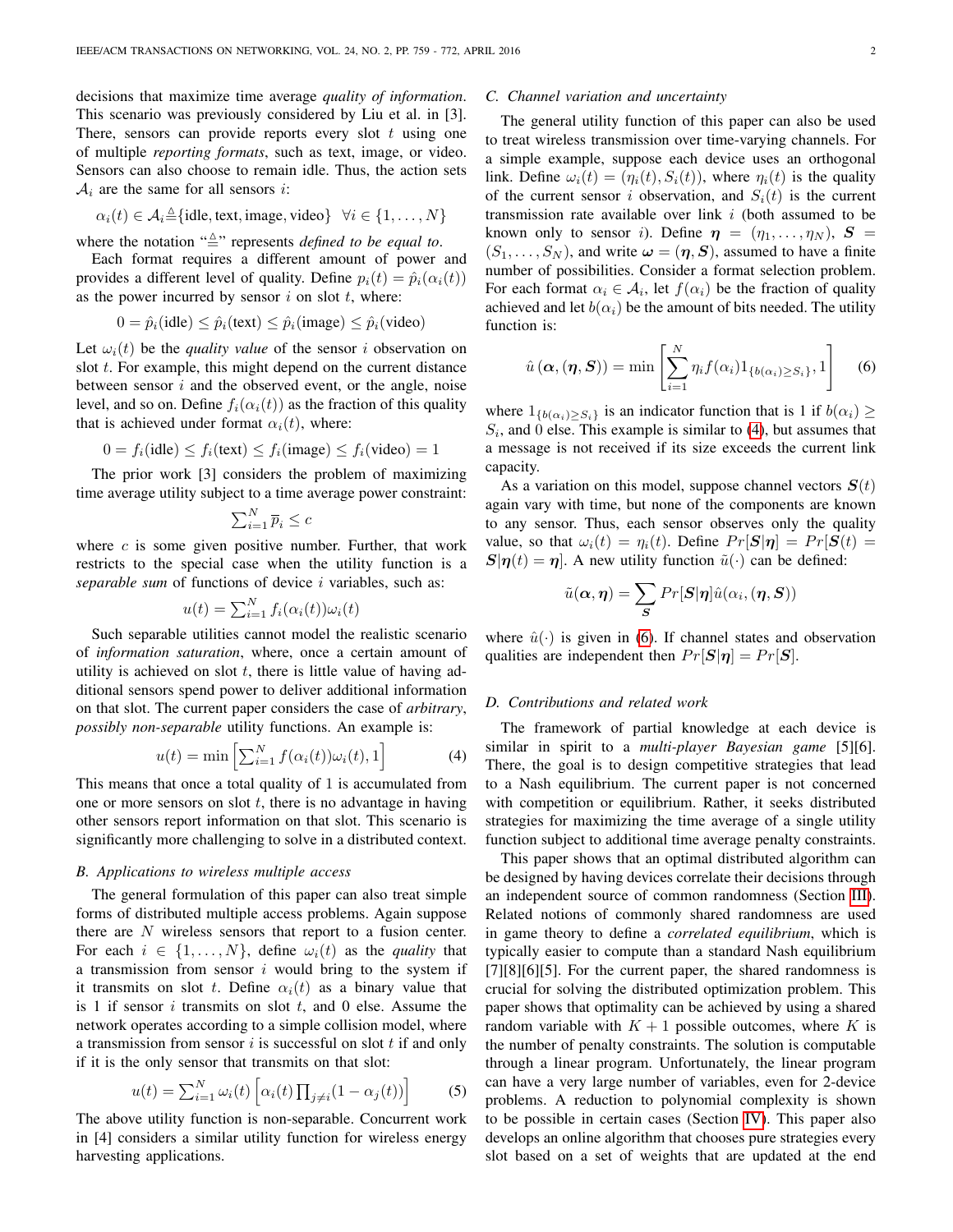decisions that maximize time average *quality of information*. This scenario was previously considered by Liu et al. in [3]. There, sensors can provide reports every slot $t$ using one of multiple *reporting formats*, such as text, image, or video. Sensors can also choose to remain idle. Thus, the action sets $\mathcal{A}_i$ are the same for all sensors $i$:

$$\alpha_i(t) \in \mathcal{A}_i \triangleq \{\text{idle}, \text{text}, \text{image}, \text{video}\} \quad \forall i \in \{1, \ldots, N\}$$

where the notation "$\triangleq$" represents *defined to be equal to*.

Each format requires a different amount of power and provides a different level of quality. Define $p_i(t) = \hat{p}_i(\alpha_i(t))$ as the power incurred by sensor $i$ on slot $t$, where:

$$0 = \hat{p}_i(\text{idle}) \leq \hat{p}_i(\text{text}) \leq \hat{p}_i(\text{image}) \leq \hat{p}_i(\text{video})$$

Let $\omega_i(t)$ be the *quality value* of the sensor $i$ observation on slot $t$. For example, this might depend on the current distance between sensor $i$ and the observed event, or the angle, noise level, and so on. Define $f_i(\alpha_i(t))$ as the fraction of this quality that is achieved under format $\alpha_i(t)$, where:

$$0 = f_i(\text{idle}) \leq f_i(\text{text}) \leq f_i(\text{image}) \leq f_i(\text{video}) = 1$$

The prior work [3] considers the problem of maximizing time average utility subject to a time average power constraint:

$$\sum_{i=1}^N \overline{p}_i \leq c$$

where $c$ is some given positive number. Further, that work restricts to the special case when the utility function is a *separable sum* of functions of device $i$ variables, such as:

$$u(t) = \sum_{i=1}^N f_i(\alpha_i(t))\omega_i(t)$$

Such separable utilities cannot model the realistic scenario of *information saturation*, where, once a certain amount of utility is achieved on slot $t$, there is little value of having additional sensors spend power to deliver additional information on that slot. The current paper considers the case of *arbitrary, possibly non-separable* utility functions. An example is:

$$u(t) = \min\left[\sum_{i=1}^N f(\alpha_i(t))\omega_i(t), 1\right] \quad (4)$$

This means that once a total quality of 1 is accumulated from one or more sensors on slot $t$, there is no advantage in having other sensors report information on that slot. This scenario is significantly more challenging to solve in a distributed context.

### B. Applications to wireless multiple access

The general formulation of this paper can also treat simple forms of distributed multiple access problems. Again suppose there are $N$ wireless sensors that report to a fusion center. For each $i \in \{1, \ldots, N\}$, define $\omega_i(t)$ as the *quality* that a transmission from sensor $i$ would bring to the system if it transmits on slot $t$. Define $\alpha_i(t)$ as a binary value that is 1 if sensor $i$ transmits on slot $t$, and 0 else. Assume the network operates according to a simple collision model, where a transmission from sensor $i$ is successful on slot $t$ if and only if it is the only sensor that transmits on that slot:

$$u(t) = \sum_{i=1}^N \omega_i(t)\left[\alpha_i(t)\prod_{j \neq i}(1 - \alpha_j(t))\right] \quad (5)$$

The above utility function is non-separable. Concurrent work in [4] considers a similar utility function for wireless energy harvesting applications.

### C. Channel variation and uncertainty

The general utility function of this paper can also be used to treat wireless transmission over time-varying channels. For a simple example, suppose each device uses an orthogonal link. Define $\omega_i(t) = (\eta_i(t), S_i(t))$, where $\eta_i(t)$ is the quality of the current sensor $i$ observation, and $S_i(t)$ is the current transmission rate available over link $i$ (both assumed to be known only to sensor $i$). Define $\boldsymbol{\eta} = (\eta_1, \ldots, \eta_N)$, $\boldsymbol{S} = (S_1, \ldots, S_N)$, and write $\boldsymbol{\omega} = (\boldsymbol{\eta}, \boldsymbol{S})$, assumed to have a finite number of possibilities. Consider a format selection problem. For each format $\alpha_i \in \mathcal{A}_i$, let $f(\alpha_i)$ be the fraction of quality achieved and let $b(\alpha_i)$ be the amount of bits needed. The utility function is:

$$\hat{u}(\boldsymbol{\alpha}, (\boldsymbol{\eta}, \boldsymbol{S})) = \min\left[\sum_{i=1}^N \eta_i f(\alpha_i) 1_{\{b(\alpha_i) \geq S_i\}}, 1\right] \quad (6)$$

where $1_{\{b(\alpha_i) \geq S_i\}}$ is an indicator function that is 1 if $b(\alpha_i) \geq S_i$, and 0 else. This example is similar to (4), but assumes that a message is not received if its size exceeds the current link capacity.

As a variation on this model, suppose channel vectors $\boldsymbol{S}(t)$ again vary with time, but none of the components are known to any sensor. Thus, each sensor observes only the quality value, so that $\omega_i(t) = \eta_i(t)$. Define $Pr[\boldsymbol{S}|\boldsymbol{\eta}] = Pr[\boldsymbol{S}(t) = \boldsymbol{S}|\boldsymbol{\eta}(t) = \boldsymbol{\eta}]$. A new utility function $\tilde{u}(\cdot)$ can be defined:

$$\tilde{u}(\boldsymbol{\alpha}, \boldsymbol{\eta}) = \sum_{\boldsymbol{S}} Pr[\boldsymbol{S}|\boldsymbol{\eta}]\hat{u}(\alpha_i, (\boldsymbol{\eta}, \boldsymbol{S}))$$

where $\hat{u}(\cdot)$ is given in (6). If channel states and observation qualities are independent then $Pr[\boldsymbol{S}|\boldsymbol{\eta}] = Pr[\boldsymbol{S}]$.

### D. Contributions and related work

The framework of partial knowledge at each device is similar in spirit to a *multi-player Bayesian game* [5][6]. There, the goal is to design competitive strategies that lead to a Nash equilibrium. The current paper is not concerned with competition or equilibrium. Rather, it seeks distributed strategies for maximizing the time average of a single utility function subject to additional time average penalty constraints.

This paper shows that an optimal distributed algorithm can be designed by having devices correlate their decisions through an independent source of common randomness (Section III). Related notions of commonly shared randomness are used in game theory to define a *correlated equilibrium*, which is typically easier to compute than a standard Nash equilibrium [7][8][6][5]. For the current paper, the shared randomness is crucial for solving the distributed optimization problem. This paper shows that optimality can be achieved by using a shared random variable with $K + 1$ possible outcomes, where $K$ is the number of penalty constraints. The solution is computable through a linear program. Unfortunately, the linear program can have a very large number of variables, even for 2-device problems. A reduction to polynomial complexity is shown to be possible in certain cases (Section IV). This paper also develops an online algorithm that chooses pure strategies every slot based on a set of weights that are updated at the end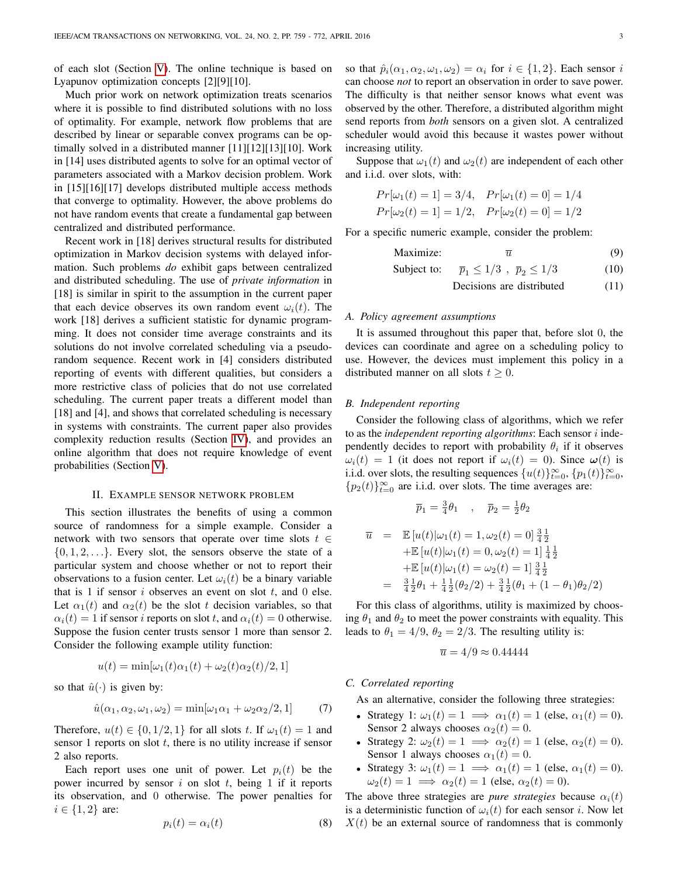of each slot (Section V). The online technique is based on Lyapunov optimization concepts [2][9][10].

Much prior work on network optimization treats scenarios where it is possible to find distributed solutions with no loss of optimality. For example, network flow problems that are described by linear or separable convex programs can be optimally solved in a distributed manner [11][12][13][10]. Work in [14] uses distributed agents to solve for an optimal vector of parameters associated with a Markov decision problem. Work in [15][16][17] develops distributed multiple access methods that converge to optimality. However, the above problems do not have random events that create a fundamental gap between centralized and distributed performance.

Recent work in [18] derives structural results for distributed optimization in Markov decision systems with delayed information. Such problems *do* exhibit gaps between centralized and distributed scheduling. The use of *private information* in [18] is similar in spirit to the assumption in the current paper that each device observes its own random event $\omega_i(t)$. The work [18] derives a sufficient statistic for dynamic programming. It does not consider time average constraints and its solutions do not involve correlated scheduling via a pseudo-random sequence. Recent work in [4] considers distributed reporting of events with different qualities, but considers a more restrictive class of policies that do not use correlated scheduling. The current paper treats a different model than [18] and [4], and shows that correlated scheduling is necessary in systems with constraints. The current paper also provides complexity reduction results (Section IV), and provides an online algorithm that does not require knowledge of event probabilities (Section V).

## II. Example sensor network problem

This section illustrates the benefits of using a common source of randomness for a simple example. Consider a network with two sensors that operate over time slots $t \in \{0, 1, 2, \ldots\}$. Every slot, the sensors observe the state of a particular system and choose whether or not to report their observations to a fusion center. Let $\omega_i(t)$ be a binary variable that is 1 if sensor $i$ observes an event on slot $t$, and 0 else. Let $\alpha_1(t)$ and $\alpha_2(t)$ be the slot $t$ decision variables, so that $\alpha_i(t) = 1$ if sensor $i$ reports on slot $t$, and $\alpha_i(t) = 0$ otherwise. Suppose the fusion center trusts sensor 1 more than sensor 2. Consider the following example utility function:

$$u(t) = \min[\omega_1(t)\alpha_1(t) + \omega_2(t)\alpha_2(t)/2, 1]$$

so that $\hat{u}(\cdot)$ is given by:

$$\hat{u}(\alpha_1, \alpha_2, \omega_1, \omega_2) = \min[\omega_1\alpha_1 + \omega_2\alpha_2/2, 1] \tag{7}$$

Therefore, $u(t) \in \{0, 1/2, 1\}$ for all slots $t$. If $\omega_1(t) = 1$ and sensor 1 reports on slot $t$, there is no utility increase if sensor 2 also reports.

Each report uses one unit of power. Let $p_i(t)$ be the power incurred by sensor $i$ on slot $t$, being 1 if it reports its observation, and 0 otherwise. The power penalties for $i \in \{1, 2\}$ are:

$$p_i(t) = \alpha_i(t) \tag{8}$$

so that $\hat{p}_i(\alpha_1, \alpha_2, \omega_1, \omega_2) = \alpha_i$ for $i \in \{1, 2\}$. Each sensor $i$ can choose *not* to report an observation in order to save power. The difficulty is that neither sensor knows what event was observed by the other. Therefore, a distributed algorithm might send reports from *both* sensors on a given slot. A centralized scheduler would avoid this because it wastes power without increasing utility.

Suppose that $\omega_1(t)$ and $\omega_2(t)$ are independent of each other and i.i.d. over slots, with:

$$Pr[\omega_1(t) = 1] = 3/4, \quad Pr[\omega_1(t) = 0] = 1/4$$
$$Pr[\omega_2(t) = 1] = 1/2, \quad Pr[\omega_2(t) = 0] = 1/2$$

For a specific numeric example, consider the problem:

$$\text{Maximize:} \quad \overline{u} \tag{9}$$

$$\text{Subject to:} \quad \overline{p}_1 \leq 1/3 \ , \ \overline{p}_2 \leq 1/3 \tag{10}$$

$$\text{Decisions are distributed} \tag{11}$$

### A. Policy agreement assumptions

It is assumed throughout this paper that, before slot 0, the devices can coordinate and agree on a scheduling policy to use. However, the devices must implement this policy in a distributed manner on all slots $t \geq 0$.

### B. Independent reporting

Consider the following class of algorithms, which we refer to as the *independent reporting algorithms*: Each sensor $i$ independently decides to report with probability $\theta_i$ if it observes $\omega_i(t) = 1$ (it does not report if $\omega_i(t) = 0$). Since $\boldsymbol{\omega}(t)$ is i.i.d. over slots, the resulting sequences $\{u(t)\}_{t=0}^{\infty}$, $\{p_1(t)\}_{t=0}^{\infty}$, $\{p_2(t)\}_{t=0}^{\infty}$ are i.i.d. over slots. The time averages are:

$$\overline{p}_1 = \tfrac{3}{4}\theta_1 \quad , \quad \overline{p}_2 = \tfrac{1}{2}\theta_2$$

$$\begin{aligned}
\overline{u} \;&=\; \mathbb{E}\left[u(t)|\omega_1(t) = 1, \omega_2(t) = 0\right] \tfrac{3}{4}\tfrac{1}{2} \\
&\quad + \mathbb{E}\left[u(t)|\omega_1(t) = 0, \omega_2(t) = 1\right] \tfrac{1}{4}\tfrac{1}{2} \\
&\quad + \mathbb{E}\left[u(t)|\omega_1(t) = \omega_2(t) = 1\right] \tfrac{3}{4}\tfrac{1}{2} \\
&= \tfrac{3}{4}\tfrac{1}{2}\theta_1 + \tfrac{1}{4}\tfrac{1}{2}(\theta_2/2) + \tfrac{3}{4}\tfrac{1}{2}(\theta_1 + (1-\theta_1)\theta_2/2)
\end{aligned}$$

For this class of algorithms, utility is maximized by choosing $\theta_1$ and $\theta_2$ to meet the power constraints with equality. This leads to $\theta_1 = 4/9$, $\theta_2 = 2/3$. The resulting utility is:

$$\overline{u} = 4/9 \approx 0.44444$$

### C. Correlated reporting

As an alternative, consider the following three strategies:

- Strategy 1: $\omega_1(t) = 1 \implies \alpha_1(t) = 1$ (else, $\alpha_1(t) = 0$). Sensor 2 always chooses $\alpha_2(t) = 0$.
- Strategy 2: $\omega_2(t) = 1 \implies \alpha_2(t) = 1$ (else, $\alpha_2(t) = 0$). Sensor 1 always chooses $\alpha_1(t) = 0$.
- Strategy 3: $\omega_1(t) = 1 \implies \alpha_1(t) = 1$ (else, $\alpha_1(t) = 0$). $\omega_2(t) = 1 \implies \alpha_2(t) = 1$ (else, $\alpha_2(t) = 0$).

The above three strategies are *pure strategies* because $\alpha_i(t)$ is a deterministic function of $\omega_i(t)$ for each sensor $i$. Now let $X(t)$ be an external source of randomness that is commonly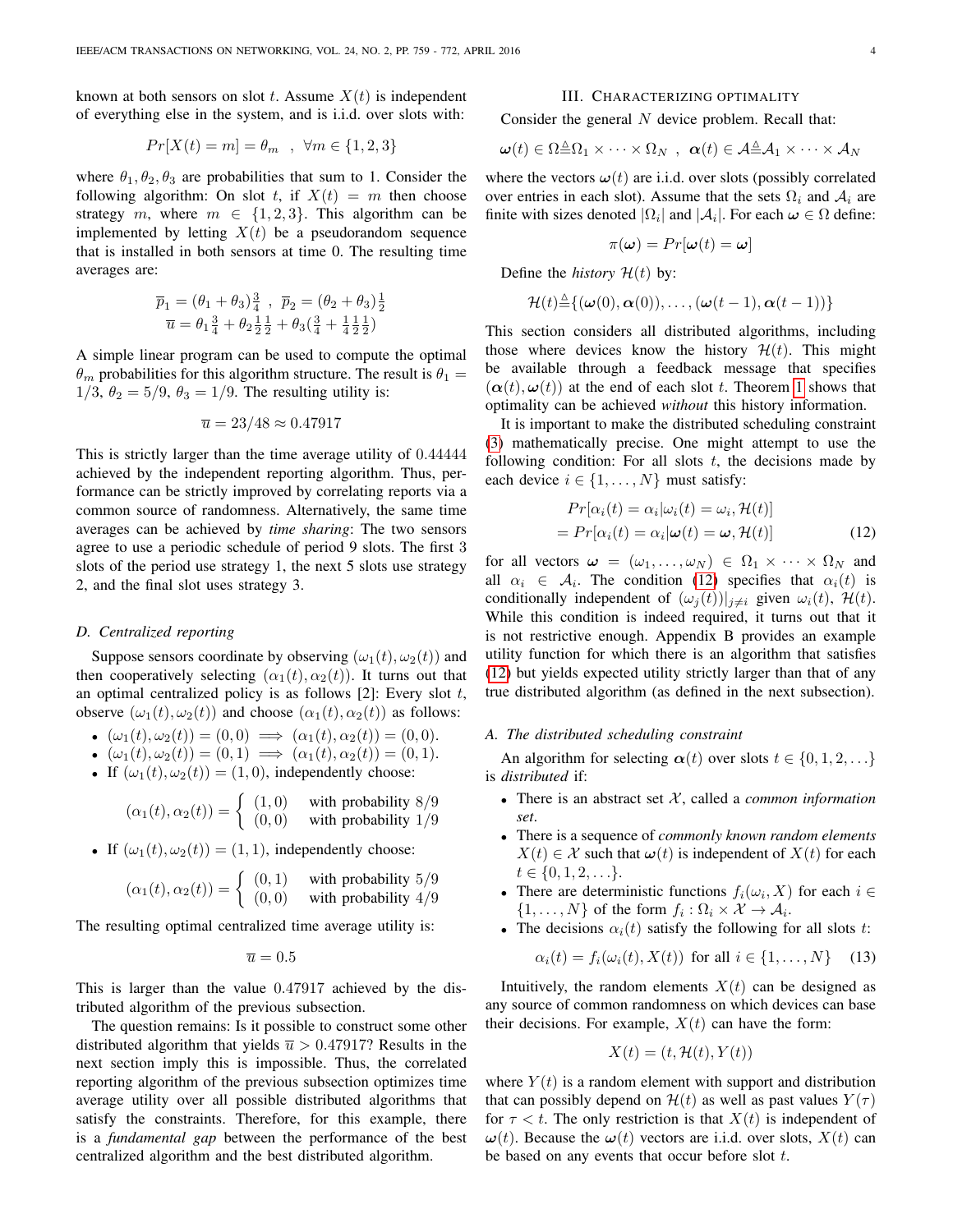known at both sensors on slot $t$. Assume $X(t)$ is independent of everything else in the system, and is i.i.d. over slots with:

$$Pr[X(t) = m] = \theta_m \quad , \quad \forall m \in \{1, 2, 3\}$$

where $\theta_1, \theta_2, \theta_3$ are probabilities that sum to 1. Consider the following algorithm: On slot $t$, if $X(t) = m$ then choose strategy $m$, where $m \in \{1, 2, 3\}$. This algorithm can be implemented by letting $X(t)$ be a pseudorandom sequence that is installed in both sensors at time 0. The resulting time averages are:

$$\overline{p}_1 = (\theta_1 + \theta_3)\tfrac{3}{4} \ , \ \overline{p}_2 = (\theta_2 + \theta_3)\tfrac{1}{2}$$
$$\overline{u} = \theta_1 \tfrac{3}{4} + \theta_2 \tfrac{1}{2}\tfrac{1}{2} + \theta_3 (\tfrac{3}{4} + \tfrac{1}{4}\tfrac{1}{2}\tfrac{1}{2})$$

A simple linear program can be used to compute the optimal $\theta_m$ probabilities for this algorithm structure. The result is $\theta_1 = 1/3$, $\theta_2 = 5/9$, $\theta_3 = 1/9$. The resulting utility is:

$$\overline{u} = 23/48 \approx 0.47917$$

This is strictly larger than the time average utility of 0.44444 achieved by the independent reporting algorithm. Thus, performance can be strictly improved by correlating reports via a common source of randomness. Alternatively, the same time averages can be achieved by *time sharing*: The two sensors agree to use a periodic schedule of period 9 slots. The first 3 slots of the period use strategy 1, the next 5 slots use strategy 2, and the final slot uses strategy 3.

### D. Centralized reporting

Suppose sensors coordinate by observing $(\omega_1(t), \omega_2(t))$ and then cooperatively selecting $(\alpha_1(t), \alpha_2(t))$. It turns out that an optimal centralized policy is as follows [2]: Every slot $t$, observe $(\omega_1(t), \omega_2(t))$ and choose $(\alpha_1(t), \alpha_2(t))$ as follows:

- $(\omega_1(t), \omega_2(t)) = (0, 0) \implies (\alpha_1(t), \alpha_2(t)) = (0, 0)$.
- $(\omega_1(t), \omega_2(t)) = (0, 1) \implies (\alpha_1(t), \alpha_2(t)) = (0, 1)$.
- If $(\omega_1(t), \omega_2(t)) = (1, 0)$, independently choose:

$$(\alpha_1(t), \alpha_2(t)) = \begin{cases} (1, 0) & \text{with probability } 8/9 \\ (0, 0) & \text{with probability } 1/9 \end{cases}$$

- If $(\omega_1(t), \omega_2(t)) = (1, 1)$, independently choose:

$$(\alpha_1(t), \alpha_2(t)) = \begin{cases} (0, 1) & \text{with probability } 5/9 \\ (0, 0) & \text{with probability } 4/9 \end{cases}$$

The resulting optimal centralized time average utility is:

$$\overline{u} = 0.5$$

This is larger than the value 0.47917 achieved by the distributed algorithm of the previous subsection.

The question remains: Is it possible to construct some other distributed algorithm that yields $\overline{u} > 0.47917$? Results in the next section imply this is impossible. Thus, the correlated reporting algorithm of the previous subsection optimizes time average utility over all possible distributed algorithms that satisfy the constraints. Therefore, for this example, there is a *fundamental gap* between the performance of the best centralized algorithm and the best distributed algorithm.

## III. Characterizing Optimality

Consider the general $N$ device problem. Recall that:

$$\boldsymbol{\omega}(t) \in \Omega \triangleq \Omega_1 \times \cdots \times \Omega_N \ , \ \boldsymbol{\alpha}(t) \in \mathcal{A} \triangleq \mathcal{A}_1 \times \cdots \times \mathcal{A}_N$$

where the vectors $\boldsymbol{\omega}(t)$ are i.i.d. over slots (possibly correlated over entries in each slot). Assume that the sets $\Omega_i$ and $\mathcal{A}_i$ are finite with sizes denoted $|\Omega_i|$ and $|\mathcal{A}_i|$. For each $\boldsymbol{\omega} \in \Omega$ define:

$$\pi(\boldsymbol{\omega}) = Pr[\boldsymbol{\omega}(t) = \boldsymbol{\omega}]$$

Define the *history* $\mathcal{H}(t)$ by:

$$\mathcal{H}(t) \triangleq \{(\boldsymbol{\omega}(0), \boldsymbol{\alpha}(0)), \ldots, (\boldsymbol{\omega}(t-1), \boldsymbol{\alpha}(t-1))\}$$

This section considers all distributed algorithms, including those where devices know the history $\mathcal{H}(t)$. This might be available through a feedback message that specifies $(\boldsymbol{\alpha}(t), \boldsymbol{\omega}(t))$ at the end of each slot $t$. Theorem 1 shows that optimality can be achieved *without* this history information.

It is important to make the distributed scheduling constraint (3) mathematically precise. One might attempt to use the following condition: For all slots $t$, the decisions made by each device $i \in \{1, \ldots, N\}$ must satisfy:

$$\begin{aligned} &Pr[\alpha_i(t) = \alpha_i | \omega_i(t) = \omega_i, \mathcal{H}(t)] \\ &= Pr[\alpha_i(t) = \alpha_i | \boldsymbol{\omega}(t) = \boldsymbol{\omega}, \mathcal{H}(t)] \end{aligned} \tag{12}$$

for all vectors $\boldsymbol{\omega} = (\omega_1, \ldots, \omega_N) \in \Omega_1 \times \cdots \times \Omega_N$ and all $\alpha_i \in \mathcal{A}_i$. The condition (12) specifies that $\alpha_i(t)$ is conditionally independent of $(\omega_j(t))|_{j \neq i}$ given $\omega_i(t)$, $\mathcal{H}(t)$. While this condition is indeed required, it turns out that it is not restrictive enough. Appendix B provides an example utility function for which there is an algorithm that satisfies (12) but yields expected utility strictly larger than that of any true distributed algorithm (as defined in the next subsection).

### A. The distributed scheduling constraint

An algorithm for selecting $\boldsymbol{\alpha}(t)$ over slots $t \in \{0, 1, 2, \ldots\}$ is *distributed* if:

- There is an abstract set $\mathcal{X}$, called a *common information set*.
- There is a sequence of *commonly known random elements* $X(t) \in \mathcal{X}$ such that $\boldsymbol{\omega}(t)$ is independent of $X(t)$ for each $t \in \{0, 1, 2, \ldots\}$.
- There are deterministic functions $f_i(\omega_i, X)$ for each $i \in \{1, \ldots, N\}$ of the form $f_i : \Omega_i \times \mathcal{X} \rightarrow \mathcal{A}_i$.
- The decisions $\alpha_i(t)$ satisfy the following for all slots $t$:

$$\alpha_i(t) = f_i(\omega_i(t), X(t)) \text{ for all } i \in \{1, \ldots, N\} \tag{13}$$

Intuitively, the random elements $X(t)$ can be designed as any source of common randomness on which devices can base their decisions. For example, $X(t)$ can have the form:

$$X(t) = (t, \mathcal{H}(t), Y(t))$$

where $Y(t)$ is a random element with support and distribution that can possibly depend on $\mathcal{H}(t)$ as well as past values $Y(\tau)$ for $\tau < t$. The only restriction is that $X(t)$ is independent of $\boldsymbol{\omega}(t)$. Because the $\boldsymbol{\omega}(t)$ vectors are i.i.d. over slots, $X(t)$ can be based on any events that occur before slot $t$.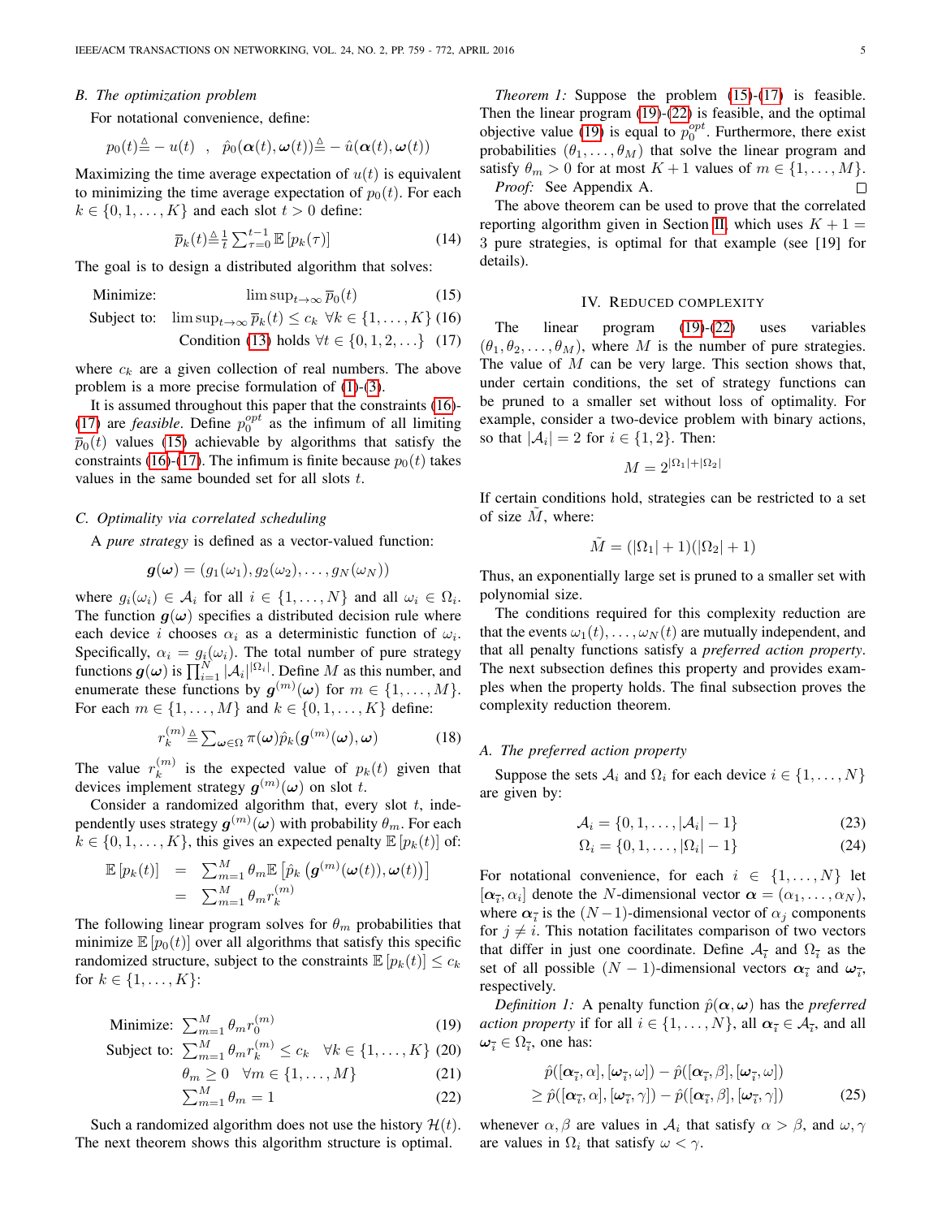### B. The optimization problem

For notational convenience, define:

$$p_0(t) \triangleq -u(t) \quad , \quad \hat{p}_0(\boldsymbol{\alpha}(t), \boldsymbol{\omega}(t)) \triangleq -\hat{u}(\boldsymbol{\alpha}(t), \boldsymbol{\omega}(t))$$

Maximizing the time average expectation of $u(t)$ is equivalent to minimizing the time average expectation of $p_0(t)$. For each $k \in \{0, 1, \ldots, K\}$ and each slot $t > 0$ define:

$$\overline{p}_k(t) \triangleq \frac{1}{t}\sum_{\tau=0}^{t-1} \mathbb{E}\left[p_k(\tau)\right] \tag{14}$$

The goal is to design a distributed algorithm that solves:

$$\text{Minimize:} \quad \limsup_{t\rightarrow\infty} \overline{p}_0(t) \tag{15}$$

$$\text{Subject to:} \quad \limsup_{t\rightarrow\infty} \overline{p}_k(t) \leq c_k \ \ \forall k \in \{1, \ldots, K\} \tag{16}$$

$$\text{Condition (13) holds } \forall t \in \{0, 1, 2, \ldots\} \tag{17}$$

where $c_k$ are a given collection of real numbers. The above problem is a more precise formulation of (1)-(3).

It is assumed throughout this paper that the constraints (16)-(17) are *feasible*. Define $p_0^{opt}$ as the infimum of all limiting $\overline{p}_0(t)$ values (15) achievable by algorithms that satisfy the constraints (16)-(17). The infimum is finite because $p_0(t)$ takes values in the same bounded set for all slots $t$.

### C. Optimality via correlated scheduling

A *pure strategy* is defined as a vector-valued function:

$$\boldsymbol{g}(\boldsymbol{\omega}) = (g_1(\omega_1), g_2(\omega_2), \ldots, g_N(\omega_N))$$

where $g_i(\omega_i) \in \mathcal{A}_i$ for all $i \in \{1, \ldots, N\}$ and all $\omega_i \in \Omega_i$. The function $\boldsymbol{g}(\boldsymbol{\omega})$ specifies a distributed decision rule where each device $i$ chooses $\alpha_i$ as a deterministic function of $\omega_i$. Specifically, $\alpha_i = g_i(\omega_i)$. The total number of pure strategy functions $\boldsymbol{g}(\boldsymbol{\omega})$ is $\prod_{i=1}^N |\mathcal{A}_i|^{|\Omega_i|}$. Define $M$ as this number, and enumerate these functions by $\boldsymbol{g}^{(m)}(\boldsymbol{\omega})$ for $m \in \{1, \ldots, M\}$. For each $m \in \{1, \ldots, M\}$ and $k \in \{0, 1, \ldots, K\}$ define:

$$r_k^{(m)} \triangleq \sum_{\boldsymbol{\omega}\in\Omega} \pi(\boldsymbol{\omega})\hat{p}_k(\boldsymbol{g}^{(m)}(\boldsymbol{\omega}), \boldsymbol{\omega}) \tag{18}$$

The value $r_k^{(m)}$ is the expected value of $p_k(t)$ given that devices implement strategy $\boldsymbol{g}^{(m)}(\boldsymbol{\omega})$ on slot $t$.

Consider a randomized algorithm that, every slot $t$, independently uses strategy $\boldsymbol{g}^{(m)}(\boldsymbol{\omega})$ with probability $\theta_m$. For each $k \in \{0, 1, \ldots, K\}$, this gives an expected penalty $\mathbb{E}\left[p_k(t)\right]$ of:

$$\begin{aligned}
\mathbb{E}\left[p_k(t)\right] &= \sum_{m=1}^M \theta_m \mathbb{E}\left[\hat{p}_k\left(\boldsymbol{g}^{(m)}(\boldsymbol{\omega}(t)), \boldsymbol{\omega}(t)\right)\right] \\
&= \sum_{m=1}^M \theta_m r_k^{(m)}
\end{aligned}$$

The following linear program solves for $\theta_m$ probabilities that minimize $\mathbb{E}\left[p_0(t)\right]$ over all algorithms that satisfy this specific randomized structure, subject to the constraints $\mathbb{E}\left[p_k(t)\right] \leq c_k$ for $k \in \{1, \ldots, K\}$:

$$\text{Minimize:} \quad \sum_{m=1}^M \theta_m r_0^{(m)} \tag{19}$$

$$\text{Subject to:} \quad \sum_{m=1}^M \theta_m r_k^{(m)} \leq c_k \quad \forall k \in \{1, \ldots, K\} \tag{20}$$

$$\theta_m \geq 0 \quad \forall m \in \{1, \ldots, M\} \tag{21}$$

$$\sum_{m=1}^M \theta_m = 1 \tag{22}$$

Such a randomized algorithm does not use the history $\mathcal{H}(t)$. The next theorem shows this algorithm structure is optimal.

*Theorem 1:* Suppose the problem (15)-(17) is feasible. Then the linear program (19)-(22) is feasible, and the optimal objective value (19) is equal to $p_0^{opt}$. Furthermore, there exist probabilities $(\theta_1, \ldots, \theta_M)$ that solve the linear program and satisfy $\theta_m > 0$ for at most $K+1$ values of $m \in \{1, \ldots, M\}$.

*Proof:* See Appendix A. □

The above theorem can be used to prove that the correlated reporting algorithm given in Section II, which uses $K+1 = 3$ pure strategies, is optimal for that example (see [19] for details).

## IV. Reduced complexity

The linear program (19)-(22) uses variables $(\theta_1, \theta_2, \ldots, \theta_M)$, where $M$ is the number of pure strategies. The value of $M$ can be very large. This section shows that, under certain conditions, the set of strategy functions can be pruned to a smaller set without loss of optimality. For example, consider a two-device problem with binary actions, so that $|\mathcal{A}_i| = 2$ for $i \in \{1, 2\}$. Then:

$$M = 2^{|\Omega_1|+|\Omega_2|}$$

If certain conditions hold, strategies can be restricted to a set of size $\tilde{M}$, where:

$$\tilde{M} = (|\Omega_1| + 1)(|\Omega_2| + 1)$$

Thus, an exponentially large set is pruned to a smaller set with polynomial size.

The conditions required for this complexity reduction are that the events $\omega_1(t), \ldots, \omega_N(t)$ are mutually independent, and that all penalty functions satisfy a *preferred action property*. The next subsection defines this property and provides examples when the property holds. The final subsection proves the complexity reduction theorem.

### A. The preferred action property

Suppose the sets $\mathcal{A}_i$ and $\Omega_i$ for each device $i \in \{1, \ldots, N\}$ are given by:

$$\mathcal{A}_i = \{0, 1, \ldots, |\mathcal{A}_i| - 1\} \tag{23}$$

$$\Omega_i = \{0, 1, \ldots, |\Omega_i| - 1\} \tag{24}$$

For notational convenience, for each $i \in \{1, \ldots, N\}$ let $[\boldsymbol{\alpha}_{\bar{i}}, \alpha_i]$ denote the $N$-dimensional vector $\boldsymbol{\alpha} = (\alpha_1, \ldots, \alpha_N)$, where $\boldsymbol{\alpha}_{\bar{i}}$ is the $(N-1)$-dimensional vector of $\alpha_j$ components for $j \neq i$. This notation facilitates comparison of two vectors that differ in just one coordinate. Define $\mathcal{A}_{\bar{i}}$ and $\Omega_{\bar{i}}$ as the set of all possible $(N-1)$-dimensional vectors $\boldsymbol{\alpha}_{\bar{i}}$ and $\boldsymbol{\omega}_{\bar{i}}$, respectively.

*Definition 1:* A penalty function $\hat{p}(\boldsymbol{\alpha}, \boldsymbol{\omega})$ has the *preferred action property* if for all $i \in \{1, \ldots, N\}$, all $\boldsymbol{\alpha}_{\bar{i}} \in \mathcal{A}_{\bar{i}}$, and all $\boldsymbol{\omega}_{\bar{i}} \in \Omega_{\bar{i}}$, one has:

$$\begin{aligned}
&\hat{p}([\boldsymbol{\alpha}_{\bar{i}}, \alpha], [\boldsymbol{\omega}_{\bar{i}}, \omega]) - \hat{p}([\boldsymbol{\alpha}_{\bar{i}}, \beta], [\boldsymbol{\omega}_{\bar{i}}, \omega]) \\
&\geq \hat{p}([\boldsymbol{\alpha}_{\bar{i}}, \alpha], [\boldsymbol{\omega}_{\bar{i}}, \gamma]) - \hat{p}([\boldsymbol{\alpha}_{\bar{i}}, \beta], [\boldsymbol{\omega}_{\bar{i}}, \gamma])
\end{aligned} \tag{25}$$

whenever $\alpha, \beta$ are values in $\mathcal{A}_i$ that satisfy $\alpha > \beta$, and $\omega, \gamma$ are values in $\Omega_i$ that satisfy $\omega < \gamma$.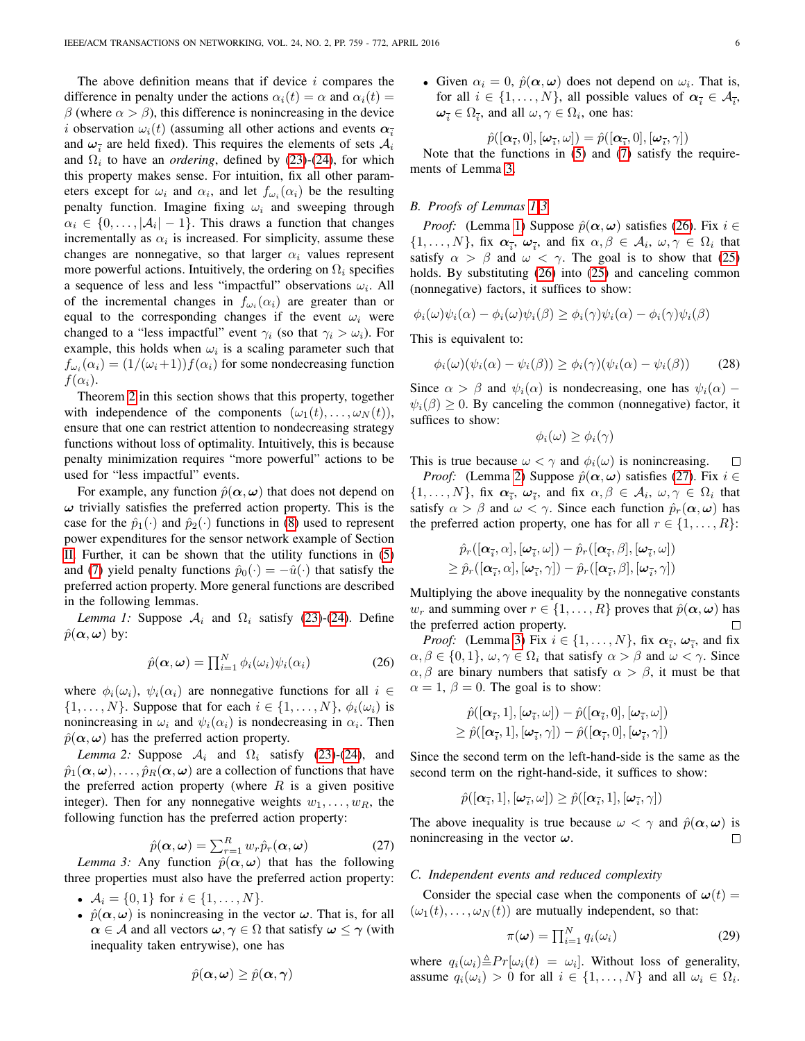The above definition means that if device $i$ compares the difference in penalty under the actions $\alpha_i(t) = \alpha$ and $\alpha_i(t) = \beta$ (where $\alpha > \beta$), this difference is nonincreasing in the device $i$ observation $\omega_i(t)$ (assuming all other actions and events $\boldsymbol{\alpha}_{\bar{i}}$ and $\boldsymbol{\omega}_{\bar{i}}$ are held fixed). This requires the elements of sets $\mathcal{A}_i$ and $\Omega_i$ to have an *ordering*, defined by (23)-(24), for which this property makes sense. For intuition, fix all other parameters except for $\omega_i$ and $\alpha_i$, and let $f_{\omega_i}(\alpha_i)$ be the resulting penalty function. Imagine fixing $\omega_i$ and sweeping through $\alpha_i \in \{0, \ldots, |\mathcal{A}_i| - 1\}$. This draws a function that changes incrementally as $\alpha_i$ is increased. For simplicity, assume these changes are nonnegative, so that larger $\alpha_i$ values represent more powerful actions. Intuitively, the ordering on $\Omega_i$ specifies a sequence of less and less "impactful" observations $\omega_i$. All of the incremental changes in $f_{\omega_i}(\alpha_i)$ are greater than or equal to the corresponding changes if the event $\omega_i$ were changed to a "less impactful" event $\gamma_i$ (so that $\gamma_i > \omega_i$). For example, this holds when $\omega_i$ is a scaling parameter such that $f_{\omega_i}(\alpha_i) = (1/(\omega_i+1))f(\alpha_i)$ for some nondecreasing function $f(\alpha_i)$.

Theorem 2 in this section shows that this property, together with independence of the components $(\omega_1(t), \ldots, \omega_N(t))$, ensure that one can restrict attention to nondecreasing strategy functions without loss of optimality. Intuitively, this is because penalty minimization requires "more powerful" actions to be used for "less impactful" events.

For example, any function $\hat{p}(\boldsymbol{\alpha}, \boldsymbol{\omega})$ that does not depend on $\boldsymbol{\omega}$ trivially satisfies the preferred action property. This is the case for the $\hat{p}_1(\cdot)$ and $\hat{p}_2(\cdot)$ functions in (8) used to represent power expenditures for the sensor network example of Section II. Further, it can be shown that the utility functions in (5) and (7) yield penalty functions $\hat{p}_0(\cdot) = -\hat{u}(\cdot)$ that satisfy the preferred action property. More general functions are described in the following lemmas.

*Lemma 1:* Suppose $\mathcal{A}_i$ and $\Omega_i$ satisfy (23)-(24). Define $\hat{p}(\boldsymbol{\alpha}, \boldsymbol{\omega})$ by:

$$\hat{p}(\boldsymbol{\alpha}, \boldsymbol{\omega}) = \prod_{i=1}^{N} \phi_i(\omega_i)\psi_i(\alpha_i) \tag{26}$$

where $\phi_i(\omega_i)$, $\psi_i(\alpha_i)$ are nonnegative functions for all $i \in \{1, \ldots, N\}$. Suppose that for each $i \in \{1, \ldots, N\}$, $\phi_i(\omega_i)$ is nonincreasing in $\omega_i$ and $\psi_i(\alpha_i)$ is nondecreasing in $\alpha_i$. Then $\hat{p}(\boldsymbol{\alpha}, \boldsymbol{\omega})$ has the preferred action property.

*Lemma 2:* Suppose $\mathcal{A}_i$ and $\Omega_i$ satisfy (23)-(24), and $\hat{p}_1(\boldsymbol{\alpha}, \boldsymbol{\omega}), \ldots, \hat{p}_R(\boldsymbol{\alpha}, \boldsymbol{\omega})$ are a collection of functions that have the preferred action property (where $R$ is a given positive integer). Then for any nonnegative weights $w_1, \ldots, w_R$, the following function has the preferred action property:

$$\hat{p}(\boldsymbol{\alpha}, \boldsymbol{\omega}) = \sum_{r=1}^{R} w_r \hat{p}_r(\boldsymbol{\alpha}, \boldsymbol{\omega}) \tag{27}$$

*Lemma 3:* Any function $\hat{p}(\boldsymbol{\alpha}, \boldsymbol{\omega})$ that has the following three properties must also have the preferred action property:

- $\mathcal{A}_i = \{0, 1\}$ for $i \in \{1, \ldots, N\}$.
- $\hat{p}(\boldsymbol{\alpha}, \boldsymbol{\omega})$ is nonincreasing in the vector $\boldsymbol{\omega}$. That is, for all $\boldsymbol{\alpha} \in \mathcal{A}$ and all vectors $\boldsymbol{\omega}, \boldsymbol{\gamma} \in \Omega$ that satisfy $\boldsymbol{\omega} \leq \boldsymbol{\gamma}$ (with inequality taken entrywise), one has

$$\hat{p}(\boldsymbol{\alpha}, \boldsymbol{\omega}) \geq \hat{p}(\boldsymbol{\alpha}, \boldsymbol{\gamma})$$

- Given $\alpha_i = 0$, $\hat{p}(\boldsymbol{\alpha}, \boldsymbol{\omega})$ does not depend on $\omega_i$. That is, for all $i \in \{1, \ldots, N\}$, all possible values of $\boldsymbol{\alpha}_{\bar{i}} \in \mathcal{A}_{\bar{i}}$, $\boldsymbol{\omega}_{\bar{i}} \in \Omega_{\bar{i}}$, and all $\omega, \gamma \in \Omega_i$, one has:

$$\hat{p}([\boldsymbol{\alpha}_{\bar{i}}, 0], [\boldsymbol{\omega}_{\bar{i}}, \omega]) = \hat{p}([\boldsymbol{\alpha}_{\bar{i}}, 0], [\boldsymbol{\omega}_{\bar{i}}, \gamma])$$

Note that the functions in (5) and (7) satisfy the requirements of Lemma 3.

### B. Proofs of Lemmas 1-3

*Proof:* (Lemma 1) Suppose $\hat{p}(\boldsymbol{\alpha}, \boldsymbol{\omega})$ satisfies (26). Fix $i \in \{1, \ldots, N\}$, fix $\boldsymbol{\alpha}_{\bar{i}}$, $\boldsymbol{\omega}_{\bar{i}}$, and fix $\alpha, \beta \in \mathcal{A}_i$, $\omega, \gamma \in \Omega_i$ that satisfy $\alpha > \beta$ and $\omega < \gamma$. The goal is to show that (25) holds. By substituting (26) into (25) and canceling common (nonnegative) factors, it suffices to show:

$$\phi_i(\omega)\psi_i(\alpha) - \phi_i(\omega)\psi_i(\beta) \geq \phi_i(\gamma)\psi_i(\alpha) - \phi_i(\gamma)\psi_i(\beta)$$

This is equivalent to:

$$\phi_i(\omega)(\psi_i(\alpha) - \psi_i(\beta)) \geq \phi_i(\gamma)(\psi_i(\alpha) - \psi_i(\beta)) \tag{28}$$

Since $\alpha > \beta$ and $\psi_i(\alpha)$ is nondecreasing, one has $\psi_i(\alpha) - \psi_i(\beta) \geq 0$. By canceling the common (nonnegative) factor, it suffices to show:

$$\phi_i(\omega) \geq \phi_i(\gamma)$$

This is true because $\omega < \gamma$ and $\phi_i(\omega)$ is nonincreasing. ☐

*Proof:* (Lemma 2) Suppose $\hat{p}(\boldsymbol{\alpha}, \boldsymbol{\omega})$ satisfies (27). Fix $i \in \{1, \ldots, N\}$, fix $\boldsymbol{\alpha}_{\bar{i}}$, $\boldsymbol{\omega}_{\bar{i}}$, and fix $\alpha, \beta \in \mathcal{A}_i$, $\omega, \gamma \in \Omega_i$ that satisfy $\alpha > \beta$ and $\omega < \gamma$. Since each function $\hat{p}_r(\boldsymbol{\alpha}, \boldsymbol{\omega})$ has the preferred action property, one has for all $r \in \{1, \ldots, R\}$:

$$\begin{aligned} &\hat{p}_r([\boldsymbol{\alpha}_{\bar{i}}, \alpha], [\boldsymbol{\omega}_{\bar{i}}, \omega]) - \hat{p}_r([\boldsymbol{\alpha}_{\bar{i}}, \beta], [\boldsymbol{\omega}_{\bar{i}}, \omega]) \\ &\geq \hat{p}_r([\boldsymbol{\alpha}_{\bar{i}}, \alpha], [\boldsymbol{\omega}_{\bar{i}}, \gamma]) - \hat{p}_r([\boldsymbol{\alpha}_{\bar{i}}, \beta], [\boldsymbol{\omega}_{\bar{i}}, \gamma]) \end{aligned}$$

Multiplying the above inequality by the nonnegative constants $w_r$ and summing over $r \in \{1, \ldots, R\}$ proves that $\hat{p}(\boldsymbol{\alpha}, \boldsymbol{\omega})$ has the preferred action property. ☐

*Proof:* (Lemma 3) Fix $i \in \{1, \ldots, N\}$, fix $\boldsymbol{\alpha}_{\bar{i}}$, $\boldsymbol{\omega}_{\bar{i}}$, and fix $\alpha, \beta \in \{0, 1\}$, $\omega, \gamma \in \Omega_i$ that satisfy $\alpha > \beta$ and $\omega < \gamma$. Since $\alpha, \beta$ are binary numbers that satisfy $\alpha > \beta$, it must be that $\alpha = 1$, $\beta = 0$. The goal is to show:

$$\begin{aligned} &\hat{p}([\boldsymbol{\alpha}_{\bar{i}}, 1], [\boldsymbol{\omega}_{\bar{i}}, \omega]) - \hat{p}([\boldsymbol{\alpha}_{\bar{i}}, 0], [\boldsymbol{\omega}_{\bar{i}}, \omega]) \\ &\geq \hat{p}([\boldsymbol{\alpha}_{\bar{i}}, 1], [\boldsymbol{\omega}_{\bar{i}}, \gamma]) - \hat{p}([\boldsymbol{\alpha}_{\bar{i}}, 0], [\boldsymbol{\omega}_{\bar{i}}, \gamma]) \end{aligned}$$

Since the second term on the left-hand-side is the same as the second term on the right-hand-side, it suffices to show:

$$\hat{p}([\boldsymbol{\alpha}_{\bar{i}}, 1], [\boldsymbol{\omega}_{\bar{i}}, \omega]) \geq \hat{p}([\boldsymbol{\alpha}_{\bar{i}}, 1], [\boldsymbol{\omega}_{\bar{i}}, \gamma])$$

The above inequality is true because $\omega < \gamma$ and $\hat{p}(\boldsymbol{\alpha}, \boldsymbol{\omega})$ is nonincreasing in the vector $\boldsymbol{\omega}$. ☐

### C. Independent events and reduced complexity

Consider the special case when the components of $\boldsymbol{\omega}(t) = (\omega_1(t), \ldots, \omega_N(t))$ are mutually independent, so that:

$$\pi(\boldsymbol{\omega}) = \prod_{i=1}^{N} q_i(\omega_i) \tag{29}$$

where $q_i(\omega_i) \triangleq Pr[\omega_i(t) = \omega_i]$. Without loss of generality, assume $q_i(\omega_i) > 0$ for all $i \in \{1, \ldots, N\}$ and all $\omega_i \in \Omega_i$.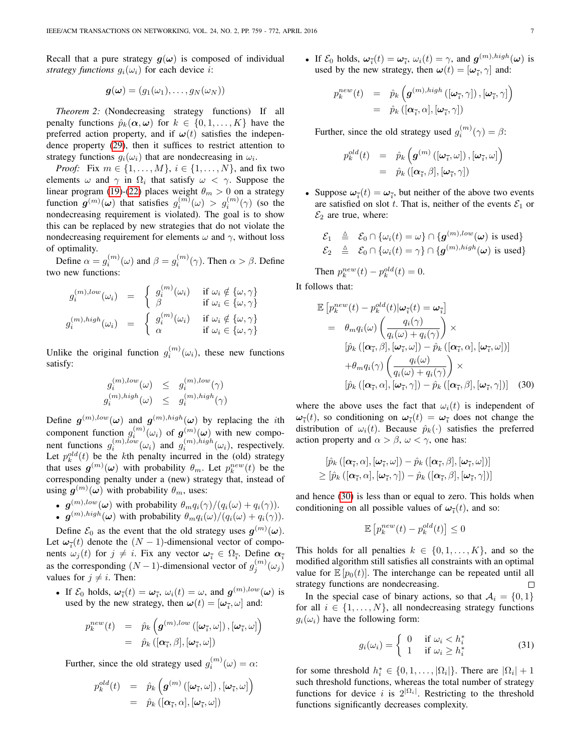Recall that a pure strategy $\boldsymbol{g}(\boldsymbol{\omega})$ is composed of individual *strategy functions* $g_i(\omega_i)$ for each device $i$:

$$\boldsymbol{g}(\boldsymbol{\omega}) = (g_1(\omega_1), \ldots, g_N(\omega_N))$$

*Theorem 2:* (Nondecreasing strategy functions) If all penalty functions $\hat{p}_k(\boldsymbol{\alpha}, \boldsymbol{\omega})$ for $k \in \{0, 1, \ldots, K\}$ have the preferred action property, and if $\boldsymbol{\omega}(t)$ satisfies the independence property (29), then it suffices to restrict attention to strategy functions $g_i(\omega_i)$ that are nondecreasing in $\omega_i$.

*Proof:* Fix $m \in \{1, \ldots, M\}$, $i \in \{1, \ldots, N\}$, and fix two elements $\omega$ and $\gamma$ in $\Omega_i$ that satisfy $\omega < \gamma$. Suppose the linear program (19)-(22) places weight $\theta_m > 0$ on a strategy function $\boldsymbol{g}^{(m)}(\boldsymbol{\omega})$ that satisfies $g_i^{(m)}(\omega) > g_i^{(m)}(\gamma)$ (so the nondecreasing requirement is violated). The goal is to show this can be replaced by new strategies that do not violate the nondecreasing requirement for elements $\omega$ and $\gamma$, without loss of optimality.

Define $\alpha = g_i^{(m)}(\omega)$ and $\beta = g_i^{(m)}(\gamma)$. Then $\alpha > \beta$. Define two new functions:

$$g_i^{(m),low}(\omega_i) = \begin{cases} g_i^{(m)}(\omega_i) & \text{if } \omega_i \notin \{\omega, \gamma\} \\ \beta & \text{if } \omega_i \in \{\omega, \gamma\} \end{cases}$$

$$g_i^{(m),high}(\omega_i) = \begin{cases} g_i^{(m)}(\omega_i) & \text{if } \omega_i \notin \{\omega, \gamma\} \\ \alpha & \text{if } \omega_i \in \{\omega, \gamma\} \end{cases}$$

Unlike the original function $g_i^{(m)}(\omega_i)$, these new functions satisfy:

$$\begin{aligned} g_i^{(m),low}(\omega) &\leq g_i^{(m),low}(\gamma) \\ g_i^{(m),high}(\omega) &\leq g_i^{(m),high}(\gamma) \end{aligned}$$

Define $\boldsymbol{g}^{(m),low}(\boldsymbol{\omega})$ and $\boldsymbol{g}^{(m),high}(\boldsymbol{\omega})$ by replacing the $i$th component function $g_i^{(m)}(\omega_i)$ of $\boldsymbol{g}^{(m)}(\boldsymbol{\omega})$ with new component functions $g_i^{(m),low}(\omega_i)$ and $g_i^{(m),high}(\omega_i)$, respectively. Let $p_k^{old}(t)$ be the $k$th penalty incurred in the (old) strategy that uses $\boldsymbol{g}^{(m)}(\boldsymbol{\omega})$ with probability $\theta_m$. Let $p_k^{new}(t)$ be the corresponding penalty under a (new) strategy that, instead of using $\boldsymbol{g}^{(m)}(\boldsymbol{\omega})$ with probability $\theta_m$, uses:

- $\boldsymbol{g}^{(m),low}(\boldsymbol{\omega})$ with probability $\theta_m q_i(\gamma)/(q_i(\omega) + q_i(\gamma))$.
- $\boldsymbol{g}^{(m),high}(\boldsymbol{\omega})$ with probability $\theta_m q_i(\omega)/(q_i(\omega) + q_i(\gamma))$.

Define $\mathcal{E}_0$ as the event that the old strategy uses $\boldsymbol{g}^{(m)}(\boldsymbol{\omega})$. Let $\boldsymbol{\omega}_{\bar{i}}(t)$ denote the $(N-1)$-dimensional vector of components $\omega_j(t)$ for $j \neq i$. Fix any vector $\boldsymbol{\omega}_{\bar{i}} \in \Omega_{\bar{i}}$. Define $\boldsymbol{\alpha}_{\bar{i}}$ as the corresponding $(N-1)$-dimensional vector of $g_j^{(m)}(\omega_j)$ values for $j \neq i$. Then:

- If $\mathcal{E}_0$ holds, $\boldsymbol{\omega}_{\bar{i}}(t) = \boldsymbol{\omega}_{\bar{i}}$, $\omega_i(t) = \omega$, and $\boldsymbol{g}^{(m),low}(\boldsymbol{\omega})$ is used by the new strategy, then $\boldsymbol{\omega}(t) = [\boldsymbol{\omega}_{\bar{i}}, \omega]$ and:

  $$\begin{aligned} p_k^{new}(t) &= \hat{p}_k\left(\boldsymbol{g}^{(m),low}\left([\boldsymbol{\omega}_{\bar{i}}, \omega]\right), [\boldsymbol{\omega}_{\bar{i}}, \omega]\right) \\ &= \hat{p}_k\left([\boldsymbol{\alpha}_{\bar{i}}, \beta], [\boldsymbol{\omega}_{\bar{i}}, \omega]\right) \end{aligned}$$

  Further, since the old strategy used $g_i^{(m)}(\omega) = \alpha$:

  $$\begin{aligned} p_k^{old}(t) &= \hat{p}_k\left(\boldsymbol{g}^{(m)}\left([\boldsymbol{\omega}_{\bar{i}}, \omega]\right), [\boldsymbol{\omega}_{\bar{i}}, \omega]\right) \\ &= \hat{p}_k\left([\boldsymbol{\alpha}_{\bar{i}}, \alpha], [\boldsymbol{\omega}_{\bar{i}}, \omega]\right) \end{aligned}$$

- If $\mathcal{E}_0$ holds, $\boldsymbol{\omega}_{\bar{i}}(t) = \boldsymbol{\omega}_{\bar{i}}$, $\omega_i(t) = \gamma$, and $\boldsymbol{g}^{(m),high}(\boldsymbol{\omega})$ is used by the new strategy, then $\boldsymbol{\omega}(t) = [\boldsymbol{\omega}_{\bar{i}}, \gamma]$ and:

  $$\begin{aligned} p_k^{new}(t) &= \hat{p}_k\left(\boldsymbol{g}^{(m),high}\left([\boldsymbol{\omega}_{\bar{i}}, \gamma]\right), [\boldsymbol{\omega}_{\bar{i}}, \gamma]\right) \\ &= \hat{p}_k\left([\boldsymbol{\alpha}_{\bar{i}}, \alpha], [\boldsymbol{\omega}_{\bar{i}}, \gamma]\right) \end{aligned}$$

  Further, since the old strategy used $g_i^{(m)}(\gamma) = \beta$:

  $$\begin{aligned} p_k^{old}(t) &= \hat{p}_k\left(\boldsymbol{g}^{(m)}\left([\boldsymbol{\omega}_{\bar{i}}, \omega]\right), [\boldsymbol{\omega}_{\bar{i}}, \omega]\right) \\ &= \hat{p}_k\left([\boldsymbol{\alpha}_{\bar{i}}, \beta], [\boldsymbol{\omega}_{\bar{i}}, \gamma]\right) \end{aligned}$$

- Suppose $\boldsymbol{\omega}_{\bar{i}}(t) = \boldsymbol{\omega}_{\bar{i}}$, but neither of the above two events are satisfied on slot $t$. That is, neither of the events $\mathcal{E}_1$ or $\mathcal{E}_2$ are true, where:

  $$\begin{aligned} \mathcal{E}_1 &\triangleq \mathcal{E}_0 \cap \{\omega_i(t) = \omega\} \cap \{\boldsymbol{g}^{(m),low}(\boldsymbol{\omega}) \text{ is used}\} \\ \mathcal{E}_2 &\triangleq \mathcal{E}_0 \cap \{\omega_i(t) = \gamma\} \cap \{\boldsymbol{g}^{(m),high}(\boldsymbol{\omega}) \text{ is used}\} \end{aligned}$$

  Then $p_k^{new}(t) - p_k^{old}(t) = 0$.

It follows that:

$$\begin{aligned} &\mathbb{E}\left[p_k^{new}(t) - p_k^{old}(t) | \boldsymbol{\omega}_{\bar{i}}(t) = \boldsymbol{\omega}_{\bar{i}}\right] \\ &= \theta_m q_i(\omega)\left(\frac{q_i(\gamma)}{q_i(\omega) + q_i(\gamma)}\right) \times \\ &\quad [\hat{p}_k\left([\boldsymbol{\alpha}_{\bar{i}}, \beta], [\boldsymbol{\omega}_{\bar{i}}, \omega]\right) - \hat{p}_k\left([\boldsymbol{\alpha}_{\bar{i}}, \alpha], [\boldsymbol{\omega}_{\bar{i}}, \omega]\right)] \\ &\quad + \theta_m q_i(\gamma)\left(\frac{q_i(\omega)}{q_i(\omega) + q_i(\gamma)}\right) \times \\ &\quad [\hat{p}_k\left([\boldsymbol{\alpha}_{\bar{i}}, \alpha], [\boldsymbol{\omega}_{\bar{i}}, \gamma]\right) - \hat{p}_k\left([\boldsymbol{\alpha}_{\bar{i}}, \beta], [\boldsymbol{\omega}_{\bar{i}}, \gamma]\right)] \end{aligned} \tag{30}$$

where the above uses the fact that $\omega_i(t)$ is independent of $\boldsymbol{\omega}_{\bar{i}}(t)$, so conditioning on $\boldsymbol{\omega}_{\bar{i}}(t) = \boldsymbol{\omega}_{\bar{i}}$ does not change the distribution of $\omega_i(t)$. Because $\hat{p}_k(\cdot)$ satisfies the preferred action property and $\alpha > \beta$, $\omega < \gamma$, one has:

$$\begin{aligned} &[\hat{p}_k\left([\boldsymbol{\alpha}_{\bar{i}}, \alpha], [\boldsymbol{\omega}_{\bar{i}}, \omega]\right) - \hat{p}_k\left([\boldsymbol{\alpha}_{\bar{i}}, \beta], [\boldsymbol{\omega}_{\bar{i}}, \omega]\right)] \\ &\geq [\hat{p}_k\left([\boldsymbol{\alpha}_{\bar{i}}, \alpha], [\boldsymbol{\omega}_{\bar{i}}, \gamma]\right) - \hat{p}_k\left([\boldsymbol{\alpha}_{\bar{i}}, \beta], [\boldsymbol{\omega}_{\bar{i}}, \gamma]\right)] \end{aligned}$$

and hence (30) is less than or equal to zero. This holds when conditioning on all possible values of $\boldsymbol{\omega}_{\bar{i}}(t)$, and so:

$$\mathbb{E}\left[p_k^{new}(t) - p_k^{old}(t)\right] \leq 0$$

This holds for all penalties $k \in \{0, 1, \ldots, K\}$, and so the modified algorithm still satisfies all constraints with an optimal value for $\mathbb{E}[p_0(t)]$. The interchange can be repeated until all strategy functions are nondecreasing. □

In the special case of binary actions, so that $\mathcal{A}_i = \{0, 1\}$ for all $i \in \{1, \ldots, N\}$, all nondecreasing strategy functions $g_i(\omega_i)$ have the following form:

$$g_i(\omega_i) = \begin{cases} 0 & \text{if } \omega_i < h_i^* \\ 1 & \text{if } \omega_i \geq h_i^* \end{cases} \tag{31}$$

for some threshold $h_i^* \in \{0, 1, \ldots, |\Omega_i|\}$. There are $|\Omega_i| + 1$ such threshold functions, whereas the total number of strategy functions for device $i$ is $2^{|\Omega_i|}$. Restricting to the threshold functions significantly decreases complexity.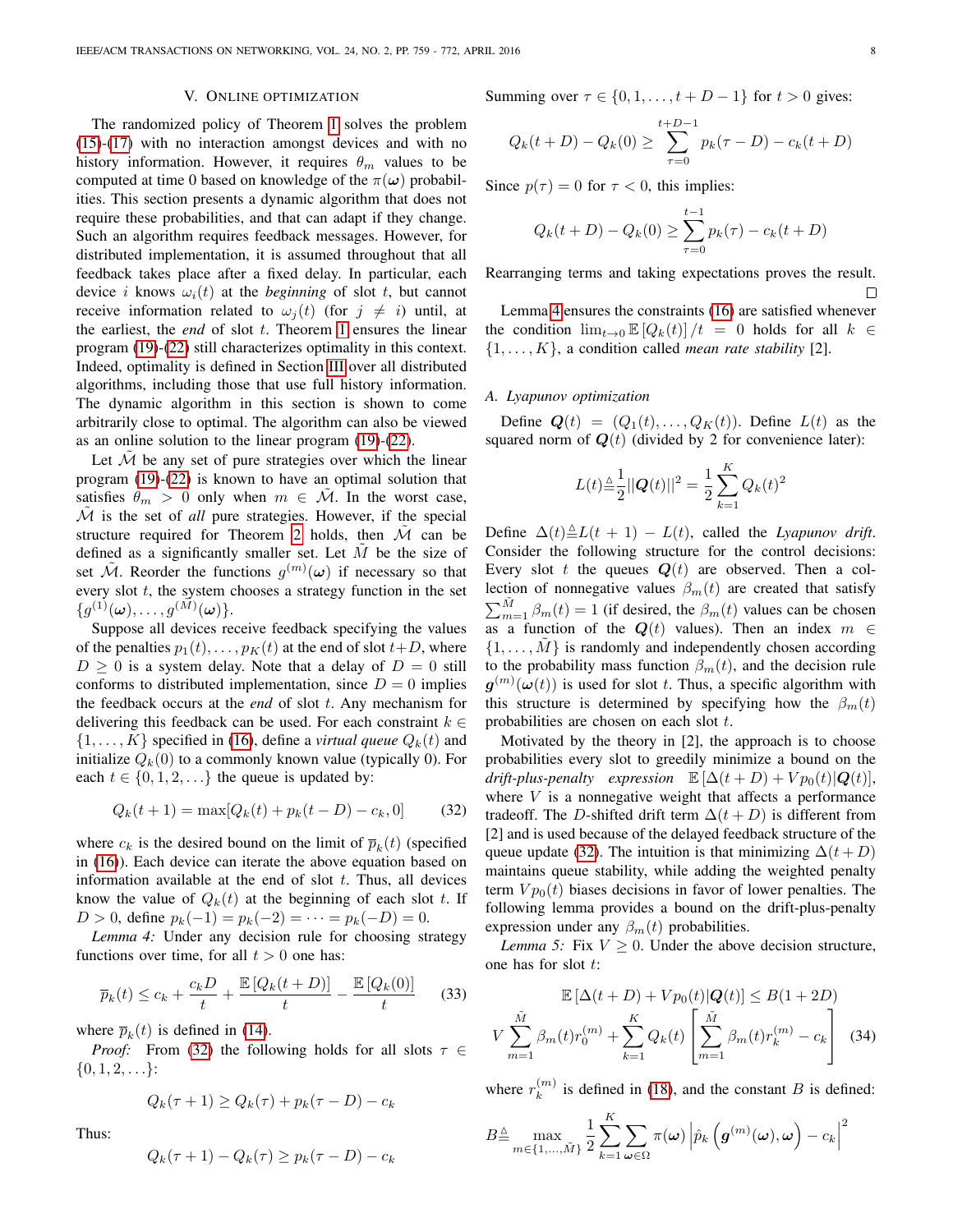## V. Online optimization

The randomized policy of Theorem 1 solves the problem (15)-(17) with no interaction amongst devices and with no history information. However, it requires $\theta_m$ values to be computed at time 0 based on knowledge of the $\pi(\boldsymbol{\omega})$ probabilities. This section presents a dynamic algorithm that does not require these probabilities, and that can adapt if they change. Such an algorithm requires feedback messages. However, for distributed implementation, it is assumed throughout that all feedback takes place after a fixed delay. In particular, each device $i$ knows $\omega_i(t)$ at the *beginning* of slot $t$, but cannot receive information related to $\omega_j(t)$ (for $j \neq i$) until, at the earliest, the *end* of slot $t$. Theorem 1 ensures the linear program (19)-(22) still characterizes optimality in this context. Indeed, optimality is defined in Section III over all distributed algorithms, including those that use full history information. The dynamic algorithm in this section is shown to come arbitrarily close to optimal. The algorithm can also be viewed as an online solution to the linear program (19)-(22).

Let $\tilde{\mathcal{M}}$ be any set of pure strategies over which the linear program (19)-(22) is known to have an optimal solution that satisfies $\theta_m > 0$ only when $m \in \tilde{\mathcal{M}}$. In the worst case, $\tilde{\mathcal{M}}$ is the set of *all* pure strategies. However, if the special structure required for Theorem 2 holds, then $\tilde{\mathcal{M}}$ can be defined as a significantly smaller set. Let $\tilde{M}$ be the size of set $\tilde{\mathcal{M}}$. Reorder the functions $g^{(m)}(\boldsymbol{\omega})$ if necessary so that every slot $t$, the system chooses a strategy function in the set $\{g^{(1)}(\boldsymbol{\omega}), \ldots, g^{(\tilde{M})}(\boldsymbol{\omega})\}$.

Suppose all devices receive feedback specifying the values of the penalties $p_1(t), \ldots, p_K(t)$ at the end of slot $t+D$, where $D \geq 0$ is a system delay. Note that a delay of $D = 0$ still conforms to distributed implementation, since $D = 0$ implies the feedback occurs at the *end* of slot $t$. Any mechanism for delivering this feedback can be used. For each constraint $k \in \{1, \ldots, K\}$ specified in (16), define a *virtual queue* $Q_k(t)$ and initialize $Q_k(0)$ to a commonly known value (typically 0). For each $t \in \{0, 1, 2, \ldots\}$ the queue is updated by:

$$Q_k(t+1) = \max[Q_k(t) + p_k(t-D) - c_k, 0] \tag{32}$$

where $c_k$ is the desired bound on the limit of $\overline{p}_k(t)$ (specified in (16)). Each device can iterate the above equation based on information available at the end of slot $t$. Thus, all devices know the value of $Q_k(t)$ at the beginning of each slot $t$. If $D > 0$, define $p_k(-1) = p_k(-2) = \cdots = p_k(-D) = 0$.

*Lemma 4:* Under any decision rule for choosing strategy functions over time, for all $t > 0$ one has:

$$\overline{p}_k(t) \leq c_k + \frac{c_k D}{t} + \frac{\mathbb{E}[Q_k(t+D)]}{t} - \frac{\mathbb{E}[Q_k(0)]}{t} \tag{33}$$

where $\overline{p}_k(t)$ is defined in (14).

*Proof:* From (32) the following holds for all slots $\tau \in \{0, 1, 2, \ldots\}$:

$$Q_k(\tau+1) \geq Q_k(\tau) + p_k(\tau - D) - c_k$$

Thus:

$$Q_k(\tau+1) - Q_k(\tau) \geq p_k(\tau - D) - c_k$$

Summing over $\tau \in \{0, 1, \ldots, t+D-1\}$ for $t > 0$ gives:

$$Q_k(t+D) - Q_k(0) \geq \sum_{\tau=0}^{t+D-1} p_k(\tau - D) - c_k(t+D)$$

Since $p(\tau) = 0$ for $\tau < 0$, this implies:

$$Q_k(t+D) - Q_k(0) \geq \sum_{\tau=0}^{t-1} p_k(\tau) - c_k(t+D)$$

Rearranging terms and taking expectations proves the result. □

Lemma 4 ensures the constraints (16) are satisfied whenever the condition $\lim_{t\to 0} \mathbb{E}[Q_k(t)]/t = 0$ holds for all $k \in \{1, \ldots, K\}$, a condition called *mean rate stability* [2].

### A. Lyapunov optimization

Define $\boldsymbol{Q}(t) = (Q_1(t), \ldots, Q_K(t))$. Define $L(t)$ as the squared norm of $\boldsymbol{Q}(t)$ (divided by 2 for convenience later):

$$L(t) \triangleq \frac{1}{2}||\boldsymbol{Q}(t)||^2 = \frac{1}{2}\sum_{k=1}^{K} Q_k(t)^2$$

Define $\Delta(t) \triangleq L(t+1) - L(t)$, called the *Lyapunov drift*. Consider the following structure for the control decisions: Every slot $t$ the queues $\boldsymbol{Q}(t)$ are observed. Then a collection of nonnegative values $\beta_m(t)$ are created that satisfy $\sum_{m=1}^{\tilde{M}} \beta_m(t) = 1$ (if desired, the $\beta_m(t)$ values can be chosen as a function of the $\boldsymbol{Q}(t)$ values). Then an index $m \in \{1, \ldots, \tilde{M}\}$ is randomly and independently chosen according to the probability mass function $\beta_m(t)$, and the decision rule $\boldsymbol{g}^{(m)}(\boldsymbol{\omega}(t))$ is used for slot $t$. Thus, a specific algorithm with this structure is determined by specifying how the $\beta_m(t)$ probabilities are chosen on each slot $t$.

Motivated by the theory in [2], the approach is to choose probabilities every slot to greedily minimize a bound on the *drift-plus-penalty expression* $\mathbb{E}[\Delta(t+D) + Vp_0(t)|\boldsymbol{Q}(t)]$, where $V$ is a nonnegative weight that affects a performance tradeoff. The $D$-shifted drift term $\Delta(t+D)$ is different from [2] and is used because of the delayed feedback structure of the queue update (32). The intuition is that minimizing $\Delta(t+D)$ maintains queue stability, while adding the weighted penalty term $Vp_0(t)$ biases decisions in favor of lower penalties. The following lemma provides a bound on the drift-plus-penalty expression under any $\beta_m(t)$ probabilities.

*Lemma 5:* Fix $V \geq 0$. Under the above decision structure, one has for slot $t$:

$$\begin{aligned} &\mathbb{E}[\Delta(t+D) + Vp_0(t)|\boldsymbol{Q}(t)] \leq B(1+2D) \\ &V\sum_{m=1}^{\tilde{M}} \beta_m(t) r_0^{(m)} + \sum_{k=1}^{K} Q_k(t)\left[\sum_{m=1}^{\tilde{M}} \beta_m(t) r_k^{(m)} - c_k\right] \end{aligned} \tag{34}$$

where $r_k^{(m)}$ is defined in (18), and the constant $B$ is defined:

$$B \triangleq \max_{m \in \{1, \ldots, \tilde{M}\}} \frac{1}{2}\sum_{k=1}^{K}\sum_{\boldsymbol{\omega} \in \Omega} \pi(\boldsymbol{\omega}) \left|\hat{p}_k\left(\boldsymbol{g}^{(m)}(\boldsymbol{\omega}), \boldsymbol{\omega}\right) - c_k\right|^2$$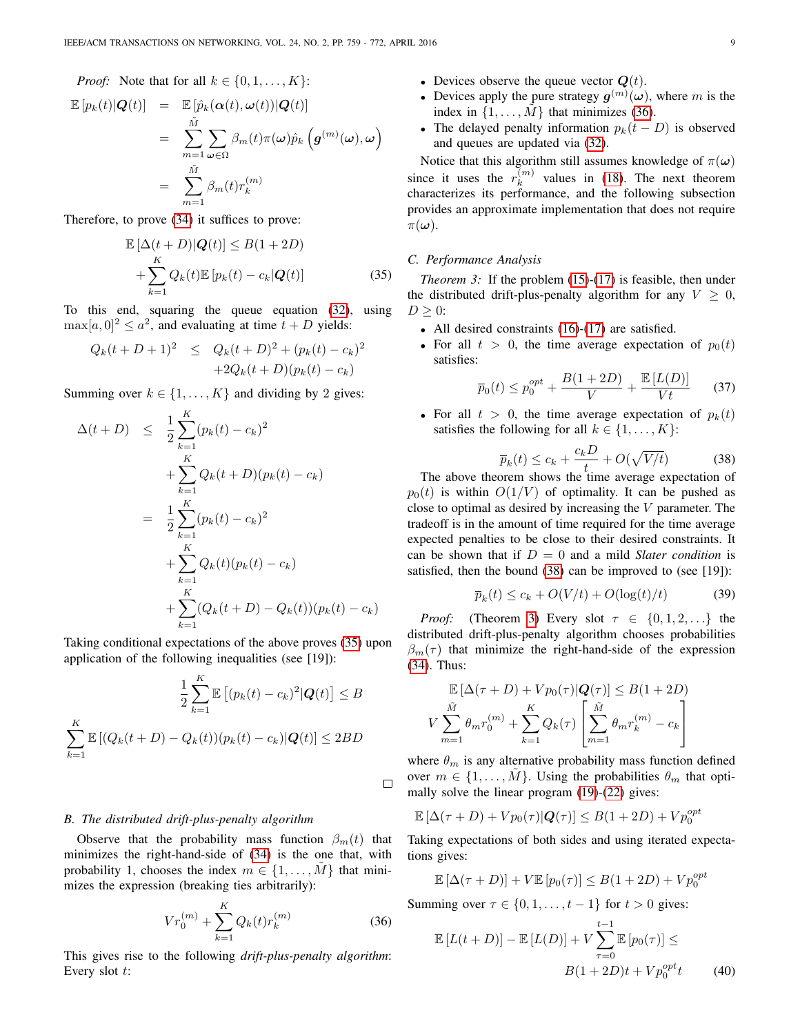*Proof:* Note that for all $k \in \{0, 1, \ldots, K\}$:

$$
\begin{aligned}
\mathbb{E}\left[p_k(t)|\boldsymbol{Q}(t)\right] &= \mathbb{E}\left[\hat{p}_k(\boldsymbol{\alpha}(t), \boldsymbol{\omega}(t))|\boldsymbol{Q}(t)\right] \\
&= \sum_{m=1}^{\tilde{M}} \sum_{\boldsymbol{\omega} \in \Omega} \beta_m(t)\pi(\boldsymbol{\omega})\hat{p}_k\left(\boldsymbol{g}^{(m)}(\boldsymbol{\omega}), \boldsymbol{\omega}\right) \\
&= \sum_{m=1}^{\tilde{M}} \beta_m(t) r_k^{(m)}
\end{aligned}
$$

Therefore, to prove (34) it suffices to prove:

$$
\mathbb{E}\left[\Delta(t+D)|\boldsymbol{Q}(t)\right] \leq B(1+2D) + \sum_{k=1}^{K} Q_k(t)\mathbb{E}\left[p_k(t) - c_k|\boldsymbol{Q}(t)\right] \quad (35)
$$

To this end, squaring the queue equation (32), using $\max[a, 0]^2 \leq a^2$, and evaluating at time $t + D$ yields:

$$
Q_k(t+D+1)^2 \leq Q_k(t+D)^2 + (p_k(t) - c_k)^2 + 2Q_k(t+D)(p_k(t) - c_k)
$$

Summing over $k \in \{1, \ldots, K\}$ and dividing by 2 gives:

$$
\begin{aligned}
\Delta(t+D) &\leq \frac{1}{2}\sum_{k=1}^{K}(p_k(t) - c_k)^2 + \sum_{k=1}^{K} Q_k(t+D)(p_k(t) - c_k) \\
&= \frac{1}{2}\sum_{k=1}^{K}(p_k(t) - c_k)^2 + \sum_{k=1}^{K} Q_k(t)(p_k(t) - c_k) \\
&\quad + \sum_{k=1}^{K}(Q_k(t+D) - Q_k(t))(p_k(t) - c_k)
\end{aligned}
$$

Taking conditional expectations of the above proves (35) upon application of the following inequalities (see [19]):

$$
\frac{1}{2}\sum_{k=1}^{K}\mathbb{E}\left[(p_k(t) - c_k)^2|\boldsymbol{Q}(t)\right] \leq B
$$

$$
\sum_{k=1}^{K}\mathbb{E}\left[(Q_k(t+D) - Q_k(t))(p_k(t) - c_k)|\boldsymbol{Q}(t)\right] \leq 2BD
$$

□

### B. The distributed drift-plus-penalty algorithm

Observe that the probability mass function $\beta_m(t)$ that minimizes the right-hand-side of (34) is the one that, with probability 1, chooses the index $m \in \{1, \ldots, \tilde{M}\}$ that minimizes the expression (breaking ties arbitrarily):

$$
Vr_0^{(m)} + \sum_{k=1}^{K} Q_k(t) r_k^{(m)} \quad (36)
$$

This gives rise to the following *drift-plus-penalty algorithm*: Every slot $t$:

- Devices observe the queue vector $\boldsymbol{Q}(t)$.
- Devices apply the pure strategy $\boldsymbol{g}^{(m)}(\boldsymbol{\omega})$, where $m$ is the index in $\{1, \ldots, \tilde{M}\}$ that minimizes (36).
- The delayed penalty information $p_k(t - D)$ is observed and queues are updated via (32).

Notice that this algorithm still assumes knowledge of $\pi(\boldsymbol{\omega})$ since it uses the $r_k^{(m)}$ values in (18). The next theorem characterizes its performance, and the following subsection provides an approximate implementation that does not require $\pi(\boldsymbol{\omega})$.

### C. Performance Analysis

*Theorem 3:* If the problem (15)-(17) is feasible, then under the distributed drift-plus-penalty algorithm for any $V \geq 0$, $D \geq 0$:

- All desired constraints (16)-(17) are satisfied.
- For all $t > 0$, the time average expectation of $p_0(t)$ satisfies:

$$
\overline{p}_0(t) \leq p_0^{opt} + \frac{B(1+2D)}{V} + \frac{\mathbb{E}\left[L(D)\right]}{Vt} \quad (37)
$$

- For all $t > 0$, the time average expectation of $p_k(t)$ satisfies the following for all $k \in \{1, \ldots, K\}$:

$$
\overline{p}_k(t) \leq c_k + \frac{c_k D}{t} + O(\sqrt{V/t}) \quad (38)
$$

The above theorem shows the time average expectation of $p_0(t)$ is within $O(1/V)$ of optimality. It can be pushed as close to optimal as desired by increasing the $V$ parameter. The tradeoff is in the amount of time required for the time average expected penalties to be close to their desired constraints. It can be shown that if $D = 0$ and a mild *Slater condition* is satisfied, then the bound (38) can be improved to (see [19]):

$$
\overline{p}_k(t) \leq c_k + O(V/t) + O(\log(t)/t) \quad (39)
$$

*Proof:* (Theorem 3) Every slot $\tau \in \{0, 1, 2, \ldots\}$ the distributed drift-plus-penalty algorithm chooses probabilities $\beta_m(\tau)$ that minimize the right-hand-side of the expression (34). Thus:

$$
\mathbb{E}\left[\Delta(\tau+D) + Vp_0(\tau)|\boldsymbol{Q}(\tau)\right] \leq B(1+2D) \\
V\sum_{m=1}^{\tilde{M}} \theta_m r_0^{(m)} + \sum_{k=1}^{K} Q_k(\tau)\left[\sum_{m=1}^{\tilde{M}} \theta_m r_k^{(m)} - c_k\right]
$$

where $\theta_m$ is any alternative probability mass function defined over $m \in \{1, \ldots, \tilde{M}\}$. Using the probabilities $\theta_m$ that optimally solve the linear program (19)-(22) gives:

$$
\mathbb{E}\left[\Delta(\tau+D) + Vp_0(\tau)|\boldsymbol{Q}(\tau)\right] \leq B(1+2D) + Vp_0^{opt}
$$

Taking expectations of both sides and using iterated expectations gives:

$$
\mathbb{E}\left[\Delta(\tau+D)\right] + V\mathbb{E}\left[p_0(\tau)\right] \leq B(1+2D) + Vp_0^{opt}
$$

Summing over $\tau \in \{0, 1, \ldots, t-1\}$ for $t > 0$ gives:

$$
\mathbb{E}\left[L(t+D)\right] - \mathbb{E}\left[L(D)\right] + V\sum_{\tau=0}^{t-1}\mathbb{E}\left[p_0(\tau)\right] \leq B(1+2D)t + Vp_0^{opt}t \quad (40)
$$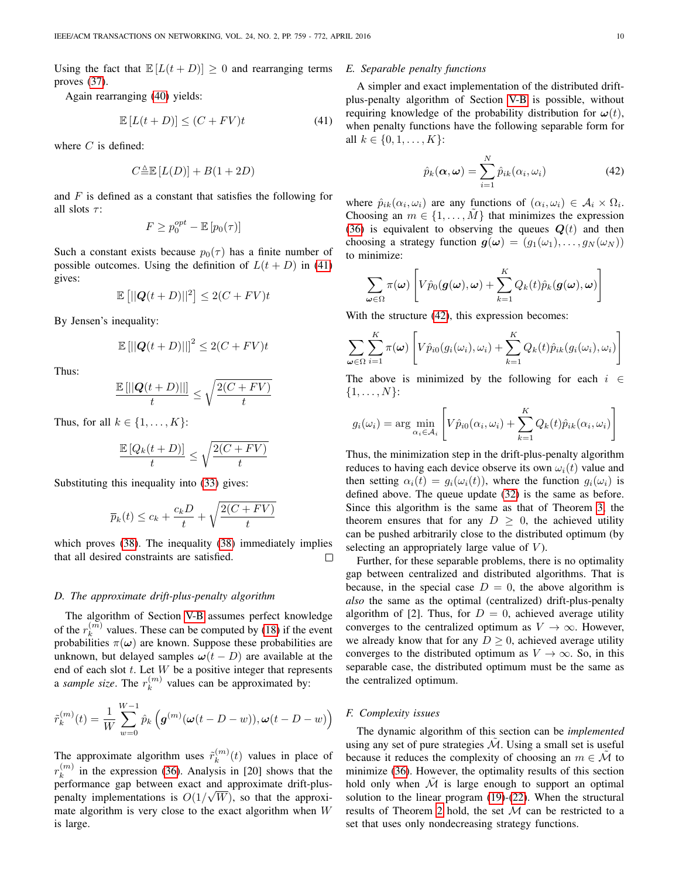Using the fact that $\mathbb{E}[L(t+D)] \geq 0$ and rearranging terms proves (37).

Again rearranging (40) yields:

$$\mathbb{E}[L(t+D)] \leq (C+FV)t \tag{41}$$

where $C$ is defined:

$$C \triangleq \mathbb{E}[L(D)] + B(1+2D)$$

and $F$ is defined as a constant that satisfies the following for all slots $\tau$:

$$F \geq p_0^{opt} - \mathbb{E}[p_0(\tau)]$$

Such a constant exists because $p_0(\tau)$ has a finite number of possible outcomes. Using the definition of $L(t+D)$ in (41) gives:

$$\mathbb{E}\left[||\boldsymbol{Q}(t+D)||^2\right] \leq 2(C+FV)t$$

By Jensen's inequality:

$$\mathbb{E}\left[||\boldsymbol{Q}(t+D)||\right]^2 \leq 2(C+FV)t$$

Thus:

$$\frac{\mathbb{E}\left[||\boldsymbol{Q}(t+D)||\right]}{t} \leq \sqrt{\frac{2(C+FV)}{t}}$$

Thus, for all $k \in \{1, \ldots, K\}$:

$$\frac{\mathbb{E}[Q_k(t+D)]}{t} \leq \sqrt{\frac{2(C+FV)}{t}}$$

Substituting this inequality into (33) gives:

$$\overline{p}_k(t) \leq c_k + \frac{c_k D}{t} + \sqrt{\frac{2(C+FV)}{t}}$$

which proves (38). The inequality (38) immediately implies that all desired constraints are satisfied. □

### D. The approximate drift-plus-penalty algorithm

The algorithm of Section V-B assumes perfect knowledge of the $r_k^{(m)}$ values. These can be computed by (18) if the event probabilities $\pi(\boldsymbol{\omega})$ are known. Suppose these probabilities are unknown, but delayed samples $\boldsymbol{\omega}(t-D)$ are available at the end of each slot $t$. Let $W$ be a positive integer that represents a *sample size*. The $r_k^{(m)}$ values can be approximated by:

$$\tilde{r}_k^{(m)}(t) = \frac{1}{W}\sum_{w=0}^{W-1} \hat{p}_k\left(\boldsymbol{g}^{(m)}(\boldsymbol{\omega}(t-D-w)), \boldsymbol{\omega}(t-D-w)\right)$$

The approximate algorithm uses $\tilde{r}_k^{(m)}(t)$ values in place of $r_k^{(m)}$ in the expression (36). Analysis in [20] shows that the performance gap between exact and approximate drift-plus-penalty implementations is $O(1/\sqrt{W})$, so that the approximate algorithm is very close to the exact algorithm when $W$ is large.

### E. Separable penalty functions

A simpler and exact implementation of the distributed drift-plus-penalty algorithm of Section V-B is possible, without requiring knowledge of the probability distribution for $\boldsymbol{\omega}(t)$, when penalty functions have the following separable form for all $k \in \{0, 1, \ldots, K\}$:

$$\hat{p}_k(\boldsymbol{\alpha}, \boldsymbol{\omega}) = \sum_{i=1}^{N} \hat{p}_{ik}(\alpha_i, \omega_i) \tag{42}$$

where $\hat{p}_{ik}(\alpha_i, \omega_i)$ are any functions of $(\alpha_i, \omega_i) \in \mathcal{A}_i \times \Omega_i$. Choosing an $m \in \{1, \ldots, \tilde{M}\}$ that minimizes the expression (36) is equivalent to observing the queues $\boldsymbol{Q}(t)$ and then choosing a strategy function $\boldsymbol{g}(\boldsymbol{\omega}) = (g_1(\omega_1), \ldots, g_N(\omega_N))$ to minimize:

$$\sum_{\boldsymbol{\omega}\in\Omega} \pi(\boldsymbol{\omega})\left[V\hat{p}_0(\boldsymbol{g}(\boldsymbol{\omega}), \boldsymbol{\omega}) + \sum_{k=1}^{K} Q_k(t)\hat{p}_k(\boldsymbol{g}(\boldsymbol{\omega}), \boldsymbol{\omega})\right]$$

With the structure (42), this expression becomes:

$$\sum_{\boldsymbol{\omega}\in\Omega}\sum_{i=1}^{K} \pi(\boldsymbol{\omega})\left[V\hat{p}_{i0}(g_i(\omega_i), \omega_i) + \sum_{k=1}^{K} Q_k(t)\hat{p}_{ik}(g_i(\omega_i), \omega_i)\right]$$

The above is minimized by the following for each $i \in \{1, \ldots, N\}$:

$$g_i(\omega_i) = \arg\min_{\alpha_i\in\mathcal{A}_i}\left[V\hat{p}_{i0}(\alpha_i, \omega_i) + \sum_{k=1}^{K} Q_k(t)\hat{p}_{ik}(\alpha_i, \omega_i)\right]$$

Thus, the minimization step in the drift-plus-penalty algorithm reduces to having each device observe its own $\omega_i(t)$ value and then setting $\alpha_i(t) = g_i(\omega_i(t))$, where the function $g_i(\omega_i)$ is defined above. The queue update (32) is the same as before. Since this algorithm is the same as that of Theorem 3, the theorem ensures that for any $D \geq 0$, the achieved utility can be pushed arbitrarily close to the distributed optimum (by selecting an appropriately large value of $V$).

Further, for these separable problems, there is no optimality gap between centralized and distributed algorithms. That is because, in the special case $D = 0$, the above algorithm is *also* the same as the optimal (centralized) drift-plus-penalty algorithm of [2]. Thus, for $D = 0$, achieved average utility converges to the centralized optimum as $V \to \infty$. However, we already know that for any $D \geq 0$, achieved average utility converges to the distributed optimum as $V \to \infty$. So, in this separable case, the distributed optimum must be the same as the centralized optimum.

### F. Complexity issues

The dynamic algorithm of this section can be *implemented* using any set of pure strategies $\tilde{\mathcal{M}}$. Using a small set is useful because it reduces the complexity of choosing an $m \in \tilde{\mathcal{M}}$ to minimize (36). However, the optimality results of this section hold only when $\tilde{\mathcal{M}}$ is large enough to support an optimal solution to the linear program (19)-(22). When the structural results of Theorem 2 hold, the set $\tilde{\mathcal{M}}$ can be restricted to a set that uses only nondecreasing strategy functions.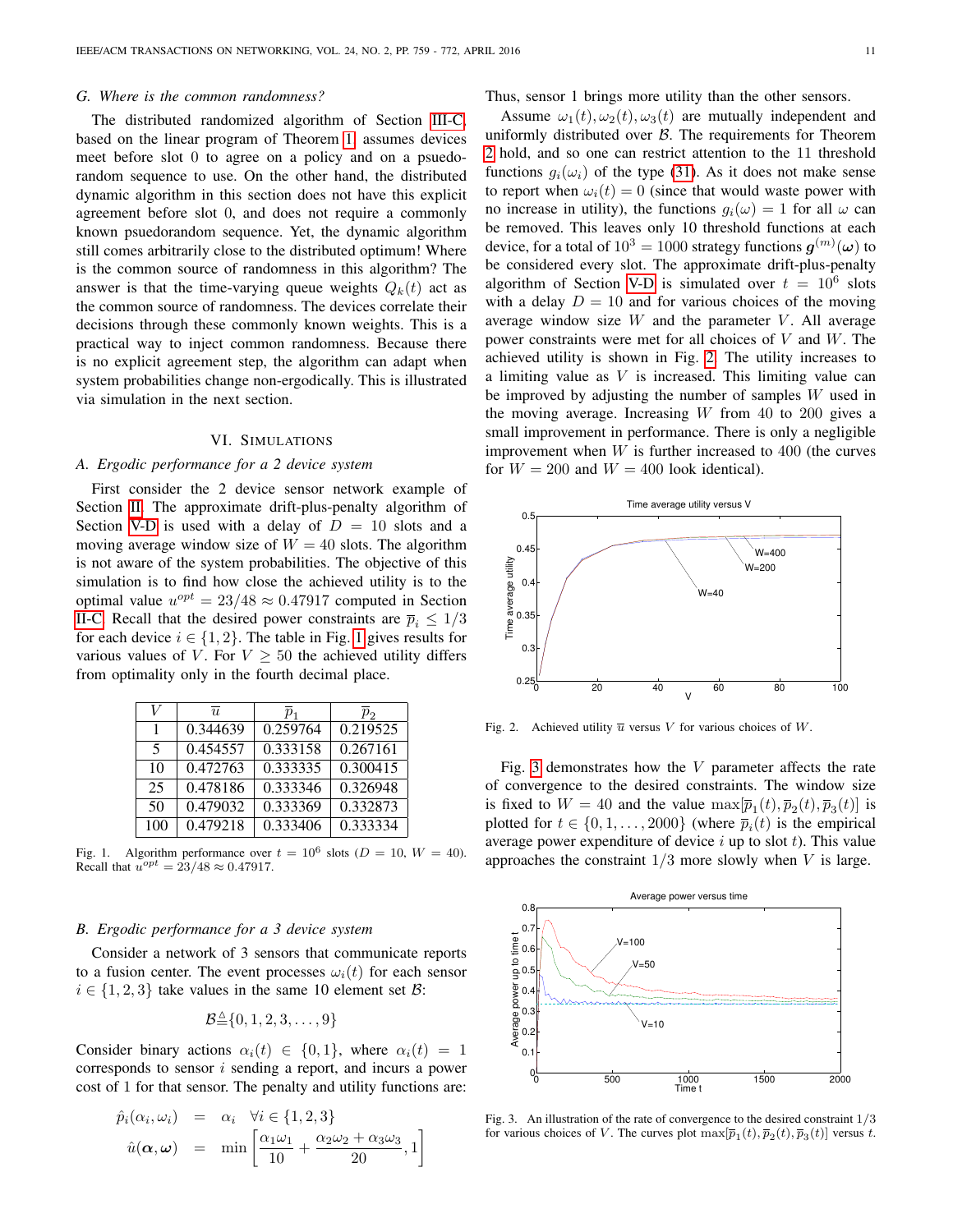### G. Where is the common randomness?

The distributed randomized algorithm of Section III-C, based on the linear program of Theorem 1, assumes devices meet before slot 0 to agree on a policy and on a psuedorandom sequence to use. On the other hand, the distributed dynamic algorithm in this section does not have this explicit agreement before slot 0, and does not require a commonly known psuedorandom sequence. Yet, the dynamic algorithm still comes arbitrarily close to the distributed optimum! Where is the common source of randomness in this algorithm? The answer is that the time-varying queue weights $Q_k(t)$ act as the common source of randomness. The devices correlate their decisions through these commonly known weights. This is a practical way to inject common randomness. Because there is no explicit agreement step, the algorithm can adapt when system probabilities change non-ergodically. This is illustrated via simulation in the next section.

## VI. Simulations

### A. Ergodic performance for a 2 device system

First consider the 2 device sensor network example of Section II. The approximate drift-plus-penalty algorithm of Section V-D is used with a delay of $D = 10$ slots and a moving average window size of $W = 40$ slots. The algorithm is not aware of the system probabilities. The objective of this simulation is to find how close the achieved utility is to the optimal value $u^{opt} = 23/48 \approx 0.47917$ computed in Section II-C. Recall that the desired power constraints are $\overline{p}_i \leq 1/3$ for each device $i \in \{1, 2\}$. The table in Fig. 1 gives results for various values of $V$. For $V \geq 50$ the achieved utility differs from optimality only in the fourth decimal place.

| $V$ | $\overline{u}$ | $\overline{p}_1$ | $\overline{p}_2$ |
|---|---|---|---|
| 1 | 0.344639 | 0.259764 | 0.219525 |
| 5 | 0.454557 | 0.333158 | 0.267161 |
| 10 | 0.472763 | 0.333335 | 0.300415 |
| 25 | 0.478186 | 0.333346 | 0.326948 |
| 50 | 0.479032 | 0.333369 | 0.332873 |
| 100 | 0.479218 | 0.333406 | 0.333334 |

Fig. 1. Algorithm performance over $t = 10^6$ slots ($D = 10$, $W = 40$). Recall that $u^{opt} = 23/48 \approx 0.47917$.

### B. Ergodic performance for a 3 device system

Consider a network of 3 sensors that communicate reports to a fusion center. The event processes $\omega_i(t)$ for each sensor $i \in \{1, 2, 3\}$ take values in the same 10 element set $\mathcal{B}$:

$$\mathcal{B} \triangleq \{0, 1, 2, 3, \ldots, 9\}$$

Consider binary actions $\alpha_i(t) \in \{0, 1\}$, where $\alpha_i(t) = 1$ corresponds to sensor $i$ sending a report, and incurs a power cost of 1 for that sensor. The penalty and utility functions are:

$$\begin{aligned}
\hat{p}_i(\alpha_i, \omega_i) &= \alpha_i \quad \forall i \in \{1, 2, 3\} \\
\hat{u}(\boldsymbol{\alpha}, \boldsymbol{\omega}) &= \min\left[\frac{\alpha_1\omega_1}{10} + \frac{\alpha_2\omega_2 + \alpha_3\omega_3}{20}, 1\right]
\end{aligned}$$

Thus, sensor 1 brings more utility than the other sensors.

Assume $\omega_1(t), \omega_2(t), \omega_3(t)$ are mutually independent and uniformly distributed over $\mathcal{B}$. The requirements for Theorem 2 hold, and so one can restrict attention to the 11 threshold functions $g_i(\omega_i)$ of the type (31). As it does not make sense to report when $\omega_i(t) = 0$ (since that would waste power with no increase in utility), the functions $g_i(\omega) = 1$ for all $\omega$ can be removed. This leaves only 10 threshold functions at each device, for a total of $10^3 = 1000$ strategy functions $\boldsymbol{g}^{(m)}(\boldsymbol{\omega})$ to be considered every slot. The approximate drift-plus-penalty algorithm of Section V-D is simulated over $t = 10^6$ slots with a delay $D = 10$ and for various choices of the moving average window size $W$ and the parameter $V$. All average power constraints were met for all choices of $V$ and $W$. The achieved utility is shown in Fig. 2. The utility increases to a limiting value as $V$ is increased. This limiting value can be improved by adjusting the number of samples $W$ used in the moving average. Increasing $W$ from 40 to 200 gives a small improvement in performance. There is only a negligible improvement when $W$ is further increased to 400 (the curves for $W = 200$ and $W = 400$ look identical).

Fig. 2. Achieved utility $\overline{u}$ versus $V$ for various choices of $W$.

Fig. 3 demonstrates how the $V$ parameter affects the rate of convergence to the desired constraints. The window size is fixed to $W = 40$ and the value $\max[\overline{p}_1(t), \overline{p}_2(t), \overline{p}_3(t)]$ is plotted for $t \in \{0, 1, \ldots, 2000\}$ (where $\overline{p}_i(t)$ is the empirical average power expenditure of device $i$ up to slot $t$). This value approaches the constraint $1/3$ more slowly when $V$ is large.

Fig. 3. An illustration of the rate of convergence to the desired constraint $1/3$ for various choices of $V$. The curves plot $\max[\overline{p}_1(t), \overline{p}_2(t), \overline{p}_3(t)]$ versus $t$.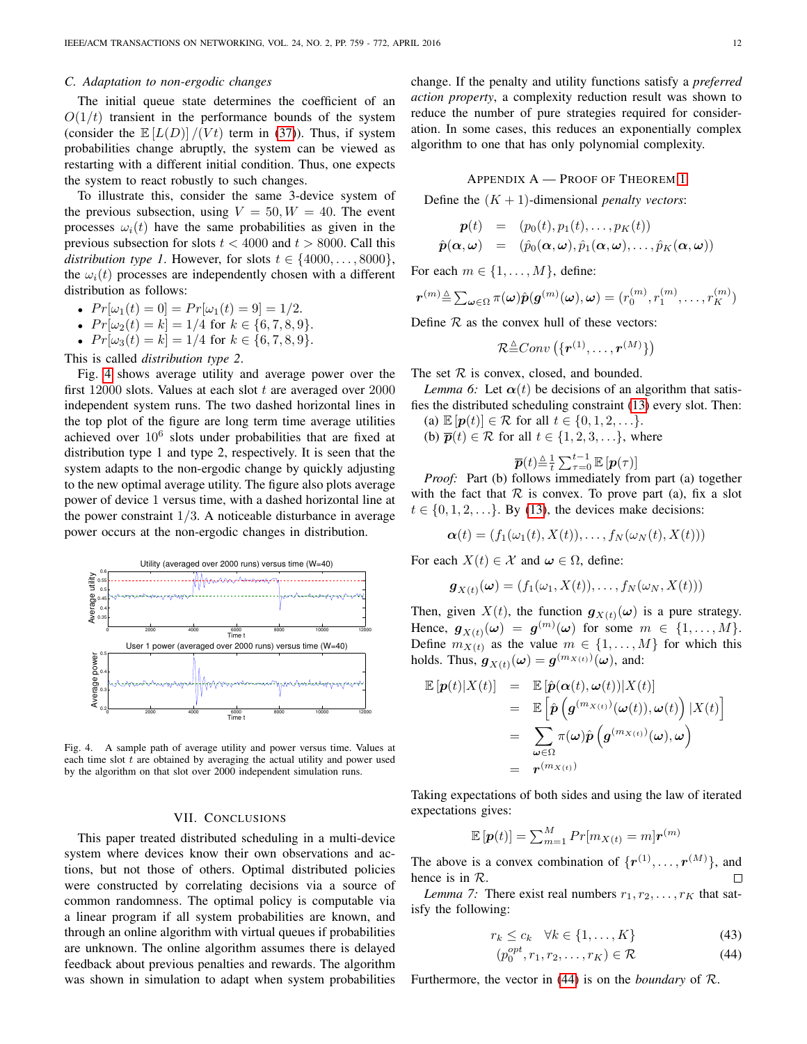### C. Adaptation to non-ergodic changes

The initial queue state determines the coefficient of an $O(1/t)$ transient in the performance bounds of the system (consider the $\mathbb{E}[L(D)]/(Vt)$ term in (37)). Thus, if system probabilities change abruptly, the system can be viewed as restarting with a different initial condition. Thus, one expects the system to react robustly to such changes.

To illustrate this, consider the same 3-device system of the previous subsection, using $V = 50, W = 40$. The event processes $\omega_i(t)$ have the same probabilities as given in the previous subsection for slots $t < 4000$ and $t > 8000$. Call this *distribution type 1*. However, for slots $t \in \{4000, \ldots, 8000\}$, the $\omega_i(t)$ processes are independently chosen with a different distribution as follows:

- $Pr[\omega_1(t) = 0] = Pr[\omega_1(t) = 9] = 1/2$.
- $Pr[\omega_2(t) = k] = 1/4$ for $k \in \{6, 7, 8, 9\}$.
- $Pr[\omega_3(t) = k] = 1/4$ for $k \in \{6, 7, 8, 9\}$.

This is called *distribution type 2*.

Fig. 4 shows average utility and average power over the first 12000 slots. Values at each slot $t$ are averaged over 2000 independent system runs. The two dashed horizontal lines in the top plot of the figure are long term time average utilities achieved over $10^6$ slots under probabilities that are fixed at distribution type 1 and type 2, respectively. It is seen that the system adapts to the non-ergodic change by quickly adjusting to the new optimal average utility. The figure also plots average power of device 1 versus time, with a dashed horizontal line at the power constraint $1/3$. A noticeable disturbance in average power occurs at the non-ergodic changes in distribution.

Fig. 4. A sample path of average utility and power versus time. Values at each time slot $t$ are obtained by averaging the actual utility and power used by the algorithm on that slot over 2000 independent simulation runs.

## VII. Conclusions

This paper treated distributed scheduling in a multi-device system where devices know their own observations and actions, but not those of others. Optimal distributed policies were constructed by correlating decisions via a source of common randomness. The optimal policy is computable via a linear program if all system probabilities are known, and through an online algorithm with virtual queues if probabilities are unknown. The online algorithm assumes there is delayed feedback about previous penalties and rewards. The algorithm was shown in simulation to adapt when system probabilities change. If the penalty and utility functions satisfy a *preferred action property*, a complexity reduction result was shown to reduce the number of pure strategies required for consideration. In some cases, this reduces an exponentially complex algorithm to one that has only polynomial complexity.

## Appendix A — Proof of Theorem 1

Define the $(K+1)$-dimensional *penalty vectors*:

$$\begin{aligned}
\boldsymbol{p}(t) &= (p_0(t), p_1(t), \ldots, p_K(t)) \\
\hat{\boldsymbol{p}}(\boldsymbol{\alpha}, \boldsymbol{\omega}) &= (\hat{p}_0(\boldsymbol{\alpha}, \boldsymbol{\omega}), \hat{p}_1(\boldsymbol{\alpha}, \boldsymbol{\omega}), \ldots, \hat{p}_K(\boldsymbol{\alpha}, \boldsymbol{\omega}))
\end{aligned}$$

For each $m \in \{1, \ldots, M\}$, define:

$$\boldsymbol{r}^{(m)} \triangleq \sum_{\boldsymbol{\omega} \in \Omega} \pi(\boldsymbol{\omega}) \hat{\boldsymbol{p}}(\boldsymbol{g}^{(m)}(\boldsymbol{\omega}), \boldsymbol{\omega}) = (r_0^{(m)}, r_1^{(m)}, \ldots, r_K^{(m)})$$

Define $\mathcal{R}$ as the convex hull of these vectors:

$$\mathcal{R} \triangleq Conv\left(\{\boldsymbol{r}^{(1)}, \ldots, \boldsymbol{r}^{(M)}\}\right)$$

The set $\mathcal{R}$ is convex, closed, and bounded.

*Lemma 6:* Let $\boldsymbol{\alpha}(t)$ be decisions of an algorithm that satisfies the distributed scheduling constraint (13) every slot. Then:
(a) $\mathbb{E}[\boldsymbol{p}(t)] \in \mathcal{R}$ for all $t \in \{0, 1, 2, \ldots\}$.
(b) $\overline{\boldsymbol{p}}(t) \in \mathcal{R}$ for all $t \in \{1, 2, 3, \ldots\}$, where

$$\overline{\boldsymbol{p}}(t) \triangleq \tfrac{1}{t} \sum_{\tau=0}^{t-1} \mathbb{E}[\boldsymbol{p}(\tau)]$$

*Proof:* Part (b) follows immediately from part (a) together with the fact that $\mathcal{R}$ is convex. To prove part (a), fix a slot $t \in \{0, 1, 2, \ldots\}$. By (13), the devices make decisions:

$$\boldsymbol{\alpha}(t) = (f_1(\omega_1(t), X(t)), \ldots, f_N(\omega_N(t), X(t)))$$

For each $X(t) \in \mathcal{X}$ and $\boldsymbol{\omega} \in \Omega$, define:

$$\boldsymbol{g}_{X(t)}(\boldsymbol{\omega}) = (f_1(\omega_1, X(t)), \ldots, f_N(\omega_N, X(t)))$$

Then, given $X(t)$, the function $\boldsymbol{g}_{X(t)}(\boldsymbol{\omega})$ is a pure strategy. Hence, $\boldsymbol{g}_{X(t)}(\boldsymbol{\omega}) = \boldsymbol{g}^{(m)}(\boldsymbol{\omega})$ for some $m \in \{1, \ldots, M\}$. Define $m_{X(t)}$ as the value $m \in \{1, \ldots, M\}$ for which this holds. Thus, $\boldsymbol{g}_{X(t)}(\boldsymbol{\omega}) = \boldsymbol{g}^{(m_{X(t)})}(\boldsymbol{\omega})$, and:

$$\begin{aligned}
\mathbb{E}[\boldsymbol{p}(t)|X(t)] &= \mathbb{E}[\hat{\boldsymbol{p}}(\boldsymbol{\alpha}(t), \boldsymbol{\omega}(t))|X(t)] \\
&= \mathbb{E}\left[\hat{\boldsymbol{p}}\left(\boldsymbol{g}^{(m_{X(t)})}(\boldsymbol{\omega}(t)), \boldsymbol{\omega}(t)\right)|X(t)\right] \\
&= \sum_{\boldsymbol{\omega} \in \Omega} \pi(\boldsymbol{\omega}) \hat{\boldsymbol{p}}\left(\boldsymbol{g}^{(m_{X(t)})}(\boldsymbol{\omega}), \boldsymbol{\omega}\right) \\
&= \boldsymbol{r}^{(m_{X(t)})}
\end{aligned}$$

Taking expectations of both sides and using the law of iterated expectations gives:

$$\mathbb{E}[\boldsymbol{p}(t)] = \sum_{m=1}^{M} Pr[m_{X(t)} = m] \boldsymbol{r}^{(m)}$$

The above is a convex combination of $\{\boldsymbol{r}^{(1)}, \ldots, \boldsymbol{r}^{(M)}\}$, and hence is in $\mathcal{R}$. $\square$

*Lemma 7:* There exist real numbers $r_1, r_2, \ldots, r_K$ that satisfy the following:

$$r_k \leq c_k \quad \forall k \in \{1, \ldots, K\} \tag{43}$$

$$(p_0^{opt}, r_1, r_2, \ldots, r_K) \in \mathcal{R} \tag{44}$$

Furthermore, the vector in (44) is on the *boundary* of $\mathcal{R}$.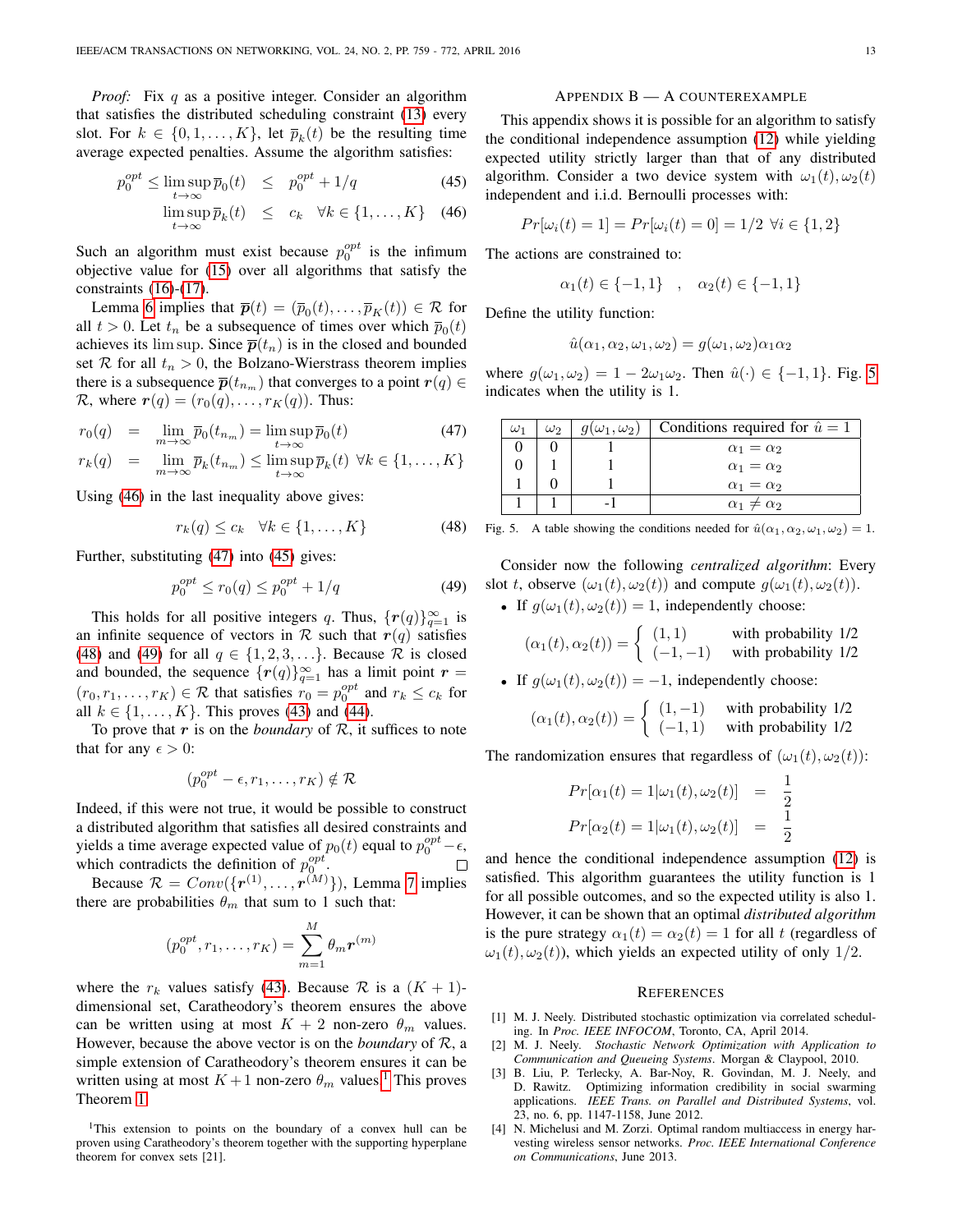*Proof:* Fix $q$ as a positive integer. Consider an algorithm that satisfies the distributed scheduling constraint (13) every slot. For $k \in \{0, 1, \ldots, K\}$, let $\overline{p}_k(t)$ be the resulting time average expected penalties. Assume the algorithm satisfies:

$$p_0^{opt} \leq \limsup_{t\rightarrow\infty} \overline{p}_0(t) \quad \leq \quad p_0^{opt} + 1/q \tag{45}$$

$$\limsup_{t\rightarrow\infty} \overline{p}_k(t) \quad \leq \quad c_k \quad \forall k \in \{1, \ldots, K\} \tag{46}$$

Such an algorithm must exist because $p_0^{opt}$ is the infimum objective value for (15) over all algorithms that satisfy the constraints (16)-(17).

Lemma 6 implies that $\overline{\boldsymbol{p}}(t) = (\overline{p}_0(t), \ldots, \overline{p}_K(t)) \in \mathcal{R}$ for all $t > 0$. Let $t_n$ be a subsequence of times over which $\overline{p}_0(t)$ achieves its lim sup. Since $\overline{\boldsymbol{p}}(t_n)$ is in the closed and bounded set $\mathcal{R}$ for all $t_n > 0$, the Bolzano-Wierstrass theorem implies there is a subsequence $\overline{\boldsymbol{p}}(t_{n_m})$ that converges to a point $\boldsymbol{r}(q) \in \mathcal{R}$, where $\boldsymbol{r}(q) = (r_0(q), \ldots, r_K(q))$. Thus:

$$r_0(q) \quad = \quad \lim_{m\rightarrow\infty} \overline{p}_0(t_{n_m}) = \limsup_{t\rightarrow\infty} \overline{p}_0(t) \tag{47}$$

$$r_k(q) \quad = \quad \lim_{m\rightarrow\infty} \overline{p}_k(t_{n_m}) \leq \limsup_{t\rightarrow\infty} \overline{p}_k(t) \;\; \forall k \in \{1, \ldots, K\}$$

Using (46) in the last inequality above gives:

$$r_k(q) \leq c_k \quad \forall k \in \{1, \ldots, K\} \tag{48}$$

Further, substituting (47) into (45) gives:

$$p_0^{opt} \leq r_0(q) \leq p_0^{opt} + 1/q \tag{49}$$

This holds for all positive integers $q$. Thus, $\{\boldsymbol{r}(q)\}_{q=1}^{\infty}$ is an infinite sequence of vectors in $\mathcal{R}$ such that $\boldsymbol{r}(q)$ satisfies (48) and (49) for all $q \in \{1, 2, 3, \ldots\}$. Because $\mathcal{R}$ is closed and bounded, the sequence $\{\boldsymbol{r}(q)\}_{q=1}^{\infty}$ has a limit point $\boldsymbol{r} = (r_0, r_1, \ldots, r_K) \in \mathcal{R}$ that satisfies $r_0 = p_0^{opt}$ and $r_k \leq c_k$ for all $k \in \{1, \ldots, K\}$. This proves (43) and (44).

To prove that $\boldsymbol{r}$ is on the *boundary* of $\mathcal{R}$, it suffices to note that for any $\epsilon > 0$:

$$(p_0^{opt} - \epsilon, r_1, \ldots, r_K) \notin \mathcal{R}$$

Indeed, if this were not true, it would be possible to construct a distributed algorithm that satisfies all desired constraints and yields a time average expected value of $p_0(t)$ equal to $p_0^{opt} - \epsilon$, which contradicts the definition of $p_0^{opt}$. □

Because $\mathcal{R} = Conv(\{\boldsymbol{r}^{(1)}, \ldots, \boldsymbol{r}^{(M)}\})$, Lemma 7 implies there are probabilities $\theta_m$ that sum to 1 such that:

$$(p_0^{opt}, r_1, \ldots, r_K) = \sum_{m=1}^{M} \theta_m \boldsymbol{r}^{(m)}$$

where the $r_k$ values satisfy (43). Because $\mathcal{R}$ is a $(K+1)$-dimensional set, Caratheodory's theorem ensures the above can be written using at most $K+2$ non-zero $\theta_m$ values. However, because the above vector is on the *boundary* of $\mathcal{R}$, a simple extension of Caratheodory's theorem ensures it can be written using at most $K+1$ non-zero $\theta_m$ values.[1] This proves Theorem 1.

[1]This extension to points on the boundary of a convex hull can be proven using Caratheodory's theorem together with the supporting hyperplane theorem for convex sets [21].

## Appendix B — A Counterexample

This appendix shows it is possible for an algorithm to satisfy the conditional independence assumption (12) while yielding expected utility strictly larger than that of any distributed algorithm. Consider a two device system with $\omega_1(t), \omega_2(t)$ independent and i.i.d. Bernoulli processes with:

$$Pr[\omega_i(t) = 1] = Pr[\omega_i(t) = 0] = 1/2 \;\; \forall i \in \{1, 2\}$$

The actions are constrained to:

$$\alpha_1(t) \in \{-1, 1\} \quad , \quad \alpha_2(t) \in \{-1, 1\}$$

Define the utility function:

$$\hat{u}(\alpha_1, \alpha_2, \omega_1, \omega_2) = g(\omega_1, \omega_2)\alpha_1\alpha_2$$

where $g(\omega_1, \omega_2) = 1 - 2\omega_1\omega_2$. Then $\hat{u}(\cdot) \in \{-1, 1\}$. Fig. 5 indicates when the utility is 1.

| $\omega_1$ | $\omega_2$ | $g(\omega_1, \omega_2)$ | Conditions required for $\hat{u} = 1$ |
|---|---|---|---|
| 0 | 0 | 1 | $\alpha_1 = \alpha_2$ |
| 0 | 1 | 1 | $\alpha_1 = \alpha_2$ |
| 1 | 0 | 1 | $\alpha_1 = \alpha_2$ |
| 1 | 1 | -1 | $\alpha_1 \neq \alpha_2$ |

Fig. 5. A table showing the conditions needed for $\hat{u}(\alpha_1, \alpha_2, \omega_1, \omega_2) = 1$.

Consider now the following *centralized algorithm*: Every slot $t$, observe $(\omega_1(t), \omega_2(t))$ and compute $g(\omega_1(t), \omega_2(t))$.

- If $g(\omega_1(t), \omega_2(t)) = 1$, independently choose:

$$(\alpha_1(t), \alpha_2(t)) = \begin{cases} (1, 1) & \text{with probability } 1/2 \\ (-1, -1) & \text{with probability } 1/2 \end{cases}$$

- If $g(\omega_1(t), \omega_2(t)) = -1$, independently choose:

$$(\alpha_1(t), \alpha_2(t)) = \begin{cases} (1, -1) & \text{with probability } 1/2 \\ (-1, 1) & \text{with probability } 1/2 \end{cases}$$

The randomization ensures that regardless of $(\omega_1(t), \omega_2(t))$:

$$Pr[\alpha_1(t) = 1 | \omega_1(t), \omega_2(t)] \quad = \quad \frac{1}{2}$$

$$Pr[\alpha_2(t) = 1 | \omega_1(t), \omega_2(t)] \quad = \quad \frac{1}{2}$$

and hence the conditional independence assumption (12) is satisfied. This algorithm guarantees the utility function is 1 for all possible outcomes, and so the expected utility is also 1. However, it can be shown that an optimal *distributed algorithm* is the pure strategy $\alpha_1(t) = \alpha_2(t) = 1$ for all $t$ (regardless of $\omega_1(t), \omega_2(t)$), which yields an expected utility of only 1/2.

## References

[1] M. J. Neely. Distributed stochastic optimization via correlated scheduling. In *Proc. IEEE INFOCOM*, Toronto, CA, April 2014.

[2] M. J. Neely. *Stochastic Network Optimization with Application to Communication and Queueing Systems*. Morgan & Claypool, 2010.

[3] B. Liu, P. Terlecky, A. Bar-Noy, R. Govindan, M. J. Neely, and D. Rawitz. Optimizing information credibility in social swarming applications. *IEEE Trans. on Parallel and Distributed Systems*, vol. 23, no. 6, pp. 1147-1158, June 2012.

[4] N. Michelusi and M. Zorzi. Optimal random multiaccess in energy harvesting wireless sensor networks. *Proc. IEEE International Conference on Communications*, June 2013.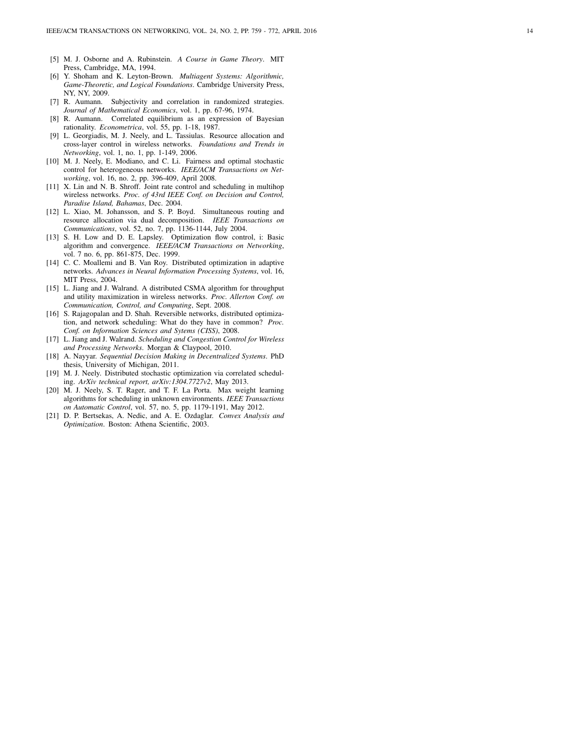[5] M. J. Osborne and A. Rubinstein. *A Course in Game Theory*. MIT Press, Cambridge, MA, 1994.

[6] Y. Shoham and K. Leyton-Brown. *Multiagent Systems: Algorithmic, Game-Theoretic, and Logical Foundations*. Cambridge University Press, NY, NY, 2009.

[7] R. Aumann. Subjectivity and correlation in randomized strategies. *Journal of Mathematical Economics*, vol. 1, pp. 67-96, 1974.

[8] R. Aumann. Correlated equilibrium as an expression of Bayesian rationality. *Econometrica*, vol. 55, pp. 1-18, 1987.

[9] L. Georgiadis, M. J. Neely, and L. Tassiulas. Resource allocation and cross-layer control in wireless networks. *Foundations and Trends in Networking*, vol. 1, no. 1, pp. 1-149, 2006.

[10] M. J. Neely, E. Modiano, and C. Li. Fairness and optimal stochastic control for heterogeneous networks. *IEEE/ACM Transactions on Networking*, vol. 16, no. 2, pp. 396-409, April 2008.

[11] X. Lin and N. B. Shroff. Joint rate control and scheduling in multihop wireless networks. *Proc. of 43rd IEEE Conf. on Decision and Control, Paradise Island, Bahamas*, Dec. 2004.

[12] L. Xiao, M. Johansson, and S. P. Boyd. Simultaneous routing and resource allocation via dual decomposition. *IEEE Transactions on Communications*, vol. 52, no. 7, pp. 1136-1144, July 2004.

[13] S. H. Low and D. E. Lapsley. Optimization flow control, i: Basic algorithm and convergence. *IEEE/ACM Transactions on Networking*, vol. 7 no. 6, pp. 861-875, Dec. 1999.

[14] C. C. Moallemi and B. Van Roy. Distributed optimization in adaptive networks. *Advances in Neural Information Processing Systems*, vol. 16, MIT Press, 2004.

[15] L. Jiang and J. Walrand. A distributed CSMA algorithm for throughput and utility maximization in wireless networks. *Proc. Allerton Conf. on Communication, Control, and Computing*, Sept. 2008.

[16] S. Rajagopalan and D. Shah. Reversible networks, distributed optimization, and network scheduling: What do they have in common? *Proc. Conf. on Information Sciences and Sytems (CISS)*, 2008.

[17] L. Jiang and J. Walrand. *Scheduling and Congestion Control for Wireless and Processing Networks*. Morgan & Claypool, 2010.

[18] A. Nayyar. *Sequential Decision Making in Decentralized Systems*. PhD thesis, University of Michigan, 2011.

[19] M. J. Neely. Distributed stochastic optimization via correlated scheduling. *ArXiv technical report, arXiv:1304.7727v2*, May 2013.

[20] M. J. Neely, S. T. Rager, and T. F. La Porta. Max weight learning algorithms for scheduling in unknown environments. *IEEE Transactions on Automatic Control*, vol. 57, no. 5, pp. 1179-1191, May 2012.

[21] D. P. Bertsekas, A. Nedic, and A. E. Ozdaglar. *Convex Analysis and Optimization*. Boston: Athena Scientific, 2003.